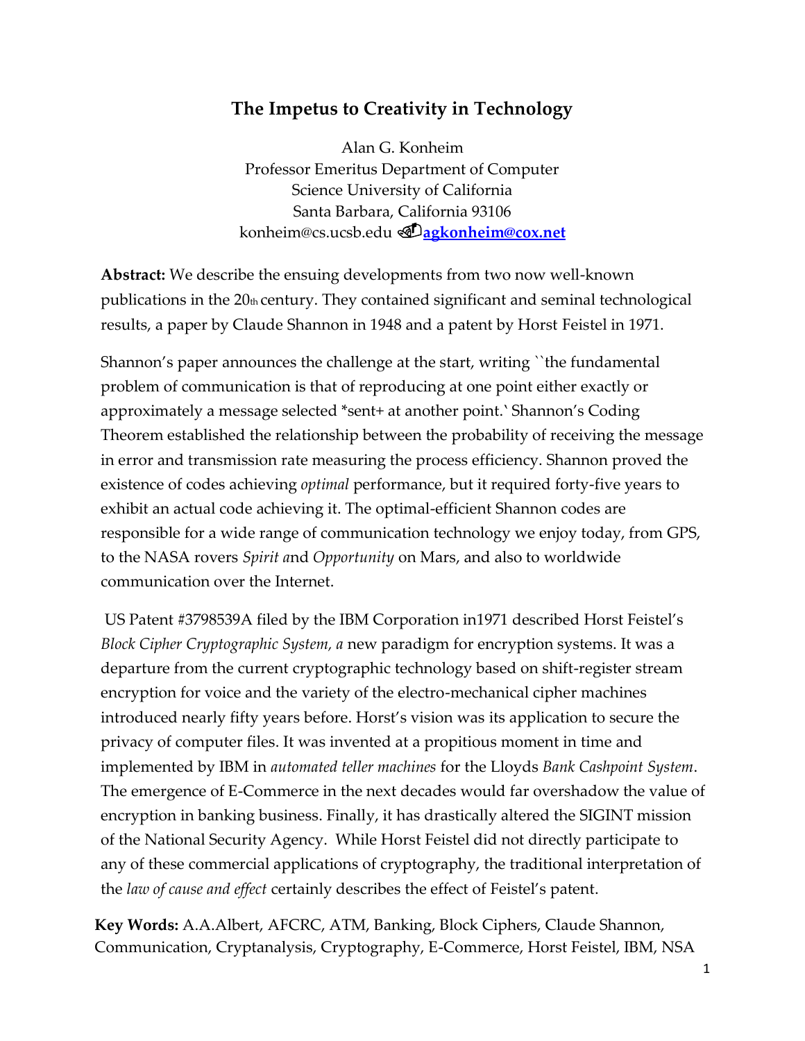# The Impetus to Creativity in Technology

Alan G. Konheim
Professor Emeritus Department of Computer
Science University of California
Santa Barbara, California 93106
konheim@cs.ucsb.edu agkonheim@cox.net

**Abstract:** We describe the ensuing developments from two now well-known publications in the 20th century. They contained significant and seminal technological results, a paper by Claude Shannon in 1948 and a patent by Horst Feistel in 1971.

Shannon's paper announces the challenge at the start, writing ``the fundamental problem of communication is that of reproducing at one point either exactly or approximately a message selected *sent+ at another point.` Shannon's Coding Theorem established the relationship between the probability of receiving the message in error and transmission rate measuring the process efficiency. Shannon proved the existence of codes achieving *optimal* performance, but it required forty-five years to exhibit an actual code achieving it. The optimal-efficient Shannon codes are responsible for a wide range of communication technology we enjoy today, from GPS, to the NASA rovers *Spirit a*nd *Opportunity* on Mars, and also to worldwide communication over the Internet.

US Patent #3798539A filed by the IBM Corporation in1971 described Horst Feistel's *Block Cipher Cryptographic System, a* new paradigm for encryption systems. It was a departure from the current cryptographic technology based on shift-register stream encryption for voice and the variety of the electro-mechanical cipher machines introduced nearly fifty years before. Horst's vision was its application to secure the privacy of computer files. It was invented at a propitious moment in time and implemented by IBM in *automated teller machines* for the Lloyds *Bank Cashpoint System*. The emergence of E-Commerce in the next decades would far overshadow the value of encryption in banking business. Finally, it has drastically altered the SIGINT mission of the National Security Agency. While Horst Feistel did not directly participate to any of these commercial applications of cryptography, the traditional interpretation of the *law of cause and effect* certainly describes the effect of Feistel's patent.

**Key Words:** A.A.Albert, AFCRC, ATM, Banking, Block Ciphers, Claude Shannon, Communication, Cryptanalysis, Cryptography, E-Commerce, Horst Feistel, IBM, NSA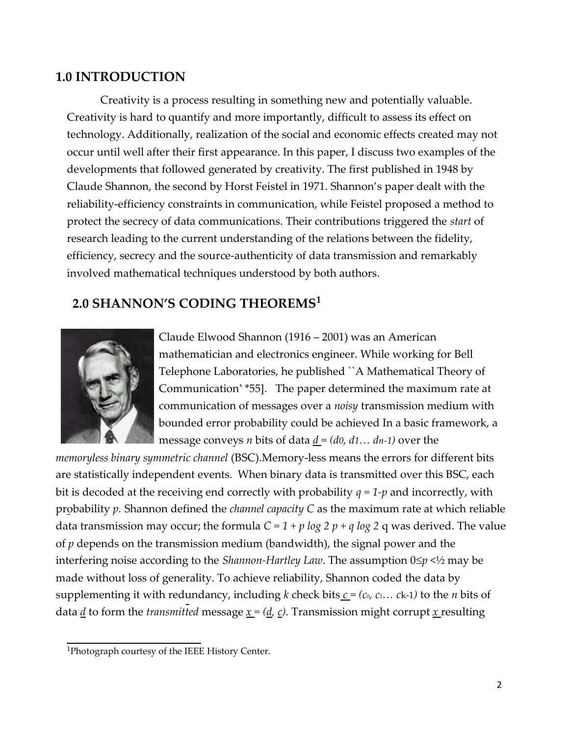## 1.0 INTRODUCTION

Creativity is a process resulting in something new and potentially valuable. Creativity is hard to quantify and more importantly, difficult to assess its effect on technology. Additionally, realization of the social and economic effects created may not occur until well after their first appearance. In this paper, I discuss two examples of the developments that followed generated by creativity. The first published in 1948 by Claude Shannon, the second by Horst Feistel in 1971. Shannon's paper dealt with the reliability-efficiency constraints in communication, while Feistel proposed a method to protect the secrecy of data communications. Their contributions triggered the *start* of research leading to the current understanding of the relations between the fidelity, efficiency, secrecy and the source-authenticity of data transmission and remarkably involved mathematical techniques understood by both authors.

## 2.0 SHANNON'S CODING THEOREMS[1]

Claude Elwood Shannon (1916 – 2001) was an American mathematician and electronics engineer. While working for Bell Telephone Laboratories, he published ``A Mathematical Theory of Communication` *55]. The paper determined the maximum rate at communication of messages over a *noisy* transmission medium with bounded error probability could be achieved In a basic framework, a message conveys $n$ bits of data $\underline{d} = (d_0, d_1 \ldots d_{n-1})$ over the *memoryless binary symmetric channel* (BSC).Memory-less means the errors for different bits are statistically independent events. When binary data is transmitted over this BSC, each bit is decoded at the receiving end correctly with probability $q = 1-p$ and incorrectly, with probability $p$. Shannon defined the *channel capacity C* as the maximum rate at which reliable data transmission may occur; the formula $C = 1 + p \log 2\ p + q \log 2\ q$ was derived. The value of $p$ depends on the transmission medium (bandwidth), the signal power and the interfering noise according to the *Shannon-Hartley Law*. The assumption $0 \leq p < ½$ may be made without loss of generality. To achieve reliability, Shannon coded the data by supplementing it with redundancy, including $k$ check bits $\underline{c} = (c_0, c_1 \ldots c_{k-1})$ to the $n$ bits of data $\underline{d}$ to form the *transmitted* message $\underline{x} = (\underline{d}, \underline{c})$. Transmission might corrupt $\underline{x}$ resulting

[1]Photograph courtesy of the IEEE History Center.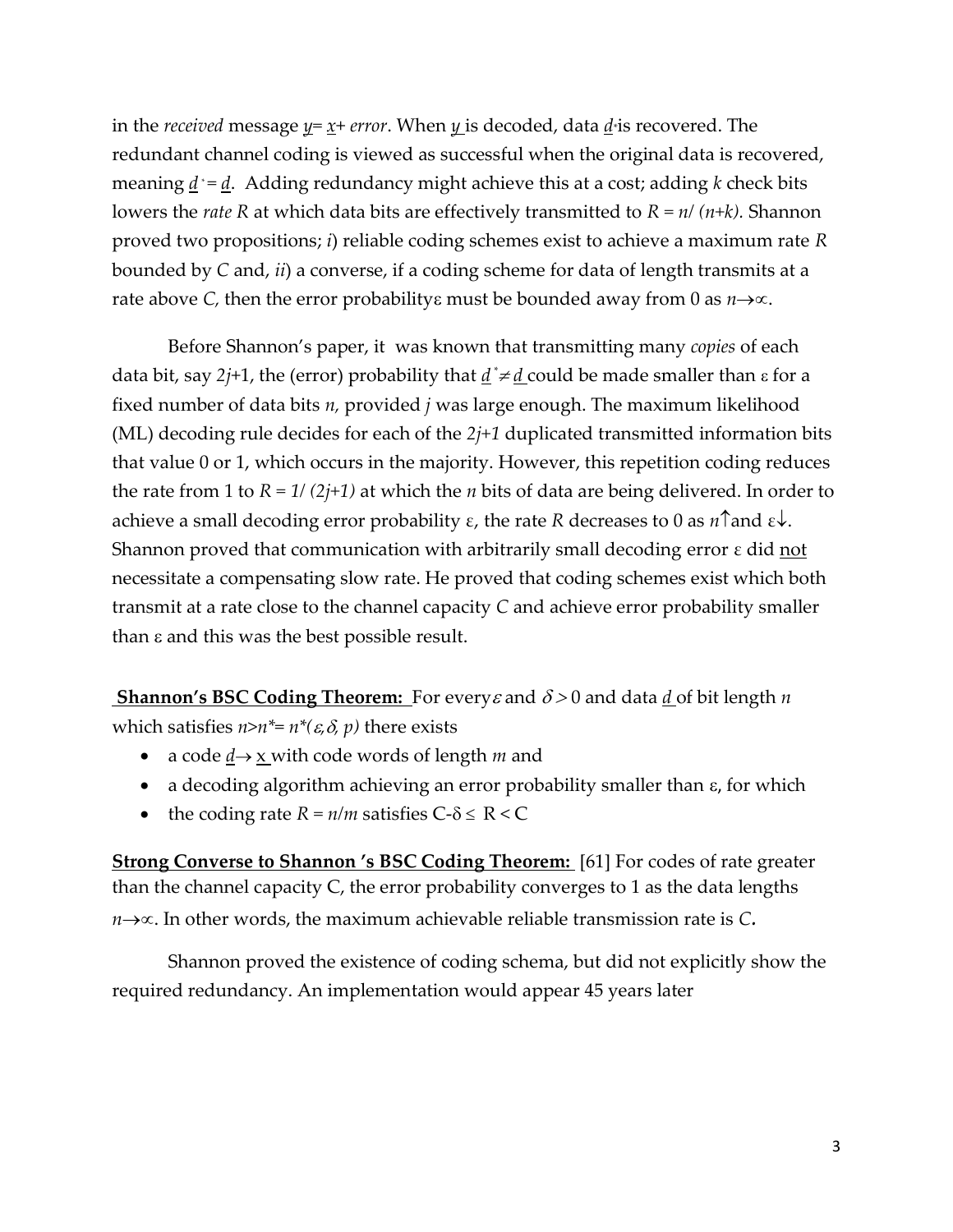in the *received* message $\underline{y} = \underline{x} + error$. When $\underline{y}$ is decoded, data $\underline{d}^*$ is recovered. The redundant channel coding is viewed as successful when the original data is recovered, meaning $\underline{d}^* = \underline{d}$. Adding redundancy might achieve this at a cost; adding $k$ check bits lowers the *rate* $R$ at which data bits are effectively transmitted to $R = n/(n+k)$. Shannon proved two propositions; *i*) reliable coding schemes exist to achieve a maximum rate $R$ bounded by $C$ and, *ii*) a converse, if a coding scheme for data of length transmits at a rate above $C$, then the error probability $\varepsilon$ must be bounded away from 0 as $n \to \infty$.

Before Shannon's paper, it was known that transmitting many *copies* of each data bit, say $2j+1$, the (error) probability that $\underline{d}^* \neq \underline{d}$ could be made smaller than $\varepsilon$ for a fixed number of data bits $n$, provided $j$ was large enough. The maximum likelihood (ML) decoding rule decides for each of the $2j+1$ duplicated transmitted information bits that value 0 or 1, which occurs in the majority. However, this repetition coding reduces the rate from 1 to $R = 1/(2j+1)$ at which the $n$ bits of data are being delivered. In order to achieve a small decoding error probability $\varepsilon$, the rate $R$ decreases to 0 as $n\uparrow$ and $\varepsilon\downarrow$. Shannon proved that communication with arbitrarily small decoding error $\varepsilon$ did not necessitate a compensating slow rate. He proved that coding schemes exist which both transmit at a rate close to the channel capacity $C$ and achieve error probability smaller than $\varepsilon$ and this was the best possible result.

**Shannon's BSC Coding Theorem:** For every $\varepsilon$ and $\delta > 0$ and data $\underline{d}$ of bit length $n$ which satisfies $n > n^* = n^*(\varepsilon, \delta, p)$ there exists

- a code $\underline{d} \to \underline{x}$ with code words of length $m$ and
- a decoding algorithm achieving an error probability smaller than $\varepsilon$, for which
- the coding rate $R = n/m$ satisfies $C - \delta \leq R < C$

**Strong Converse to Shannon 's BSC Coding Theorem:** [61] For codes of rate greater than the channel capacity C, the error probability converges to 1 as the data lengths $n \to \infty$. In other words, the maximum achievable reliable transmission rate is $C$.

Shannon proved the existence of coding schema, but did not explicitly show the required redundancy. An implementation would appear 45 years later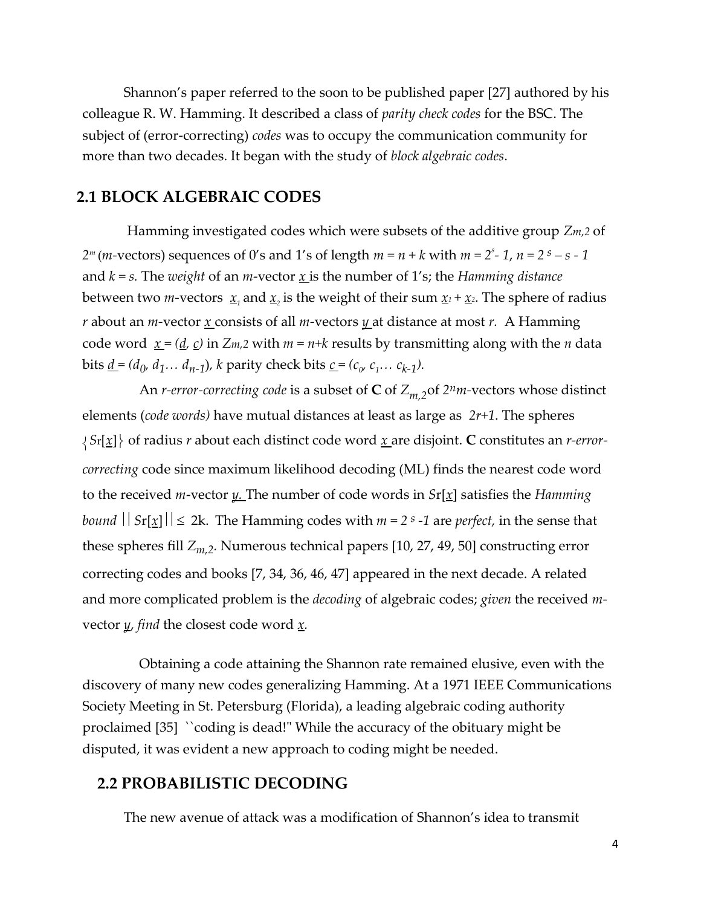Shannon's paper referred to the soon to be published paper [27] authored by his colleague R. W. Hamming. It described a class of *parity check codes* for the BSC. The subject of (error-correcting) *codes* was to occupy the communication community for more than two decades. It began with the study of *block algebraic codes*.

## 2.1 BLOCK ALGEBRAIC CODES

Hamming investigated codes which were subsets of the additive group $Z_{m,2}$ of $2^m$ (*m*-vectors) sequences of 0's and 1's of length $m = n + k$ with $m = 2^s - 1$, $n = 2^s - s - 1$ and $k = s$. The *weight* of an *m*-vector $\underline{x}$ is the number of 1's; the *Hamming distance* between two *m*-vectors $\underline{x}_1$ and $\underline{x}_2$ is the weight of their sum $\underline{x}_1 + \underline{x}_2$. The sphere of radius $r$ about an *m*-vector $\underline{x}$ consists of all *m*-vectors $\underline{y}$ at distance at most $r$. A Hamming code word $\underline{x} = (\underline{d}, \underline{c})$ in $Z_{m,2}$ with $m = n+k$ results by transmitting along with the $n$ data bits $\underline{d} = (d_0, d_1 \ldots d_{n-1})$, $k$ parity check bits $\underline{c} = (c_0, c_1 \ldots c_{k-1})$.

An *r-error-correcting code* is a subset of **C** of $Z_{m,2}$ of $2^n m$-vectors whose distinct elements (*code words)* have mutual distances at least as large as $2r+1$. The spheres $\{Sr[\underline{x}]\}$ of radius $r$ about each distinct code word $\underline{x}$ are disjoint. **C** constitutes an *r-error-correcting* code since maximum likelihood decoding (ML) finds the nearest code word to the received *m*-vector $\underline{y}$. The number of code words in $Sr[\underline{x}]$ satisfies the *Hamming bound* $||Sr[\underline{x}]|| \leq 2k$. The Hamming codes with $m = 2^s - 1$ are *perfect*, in the sense that these spheres fill $Z_{m,2}$. Numerous technical papers [10, 27, 49, 50] constructing error correcting codes and books [7, 34, 36, 46, 47] appeared in the next decade. A related and more complicated problem is the *decoding* of algebraic codes; *given* the received *m*-vector $\underline{y}$, *find* the closest code word $\underline{x}$.

Obtaining a code attaining the Shannon rate remained elusive, even with the discovery of many new codes generalizing Hamming. At a 1971 IEEE Communications Society Meeting in St. Petersburg (Florida), a leading algebraic coding authority proclaimed [35] ``coding is dead!" While the accuracy of the obituary might be disputed, it was evident a new approach to coding might be needed.

## 2.2 PROBABILISTIC DECODING

The new avenue of attack was a modification of Shannon's idea to transmit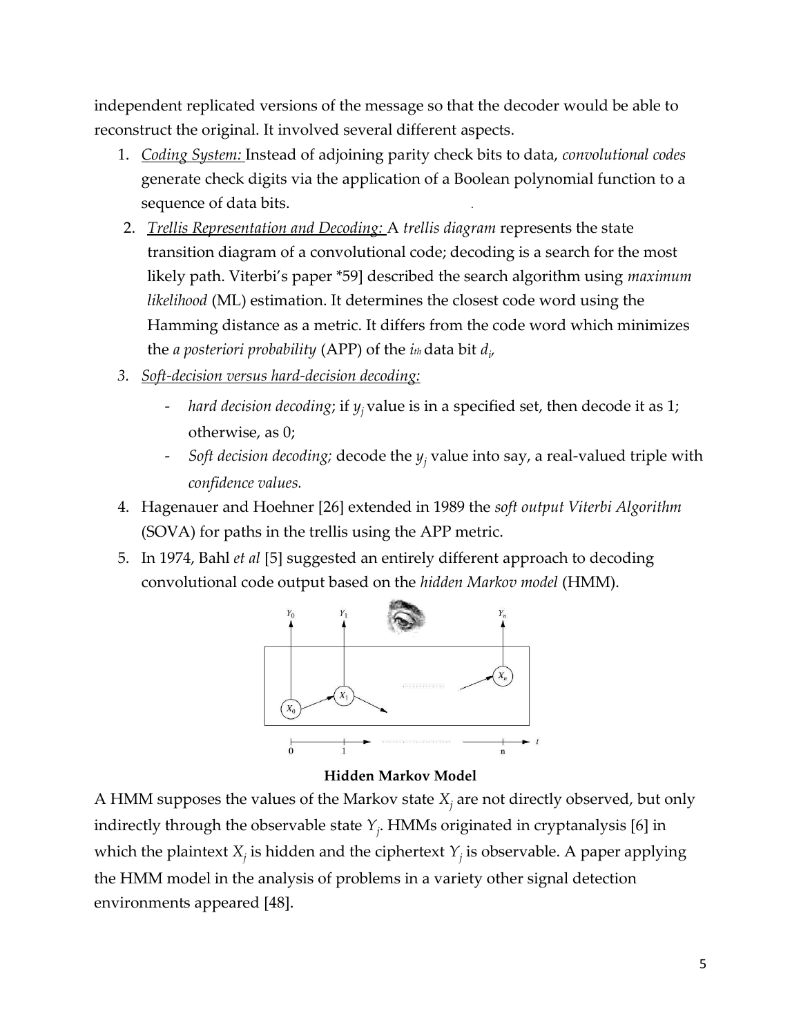independent replicated versions of the message so that the decoder would be able to reconstruct the original. It involved several different aspects.

1. *Coding System:* Instead of adjoining parity check bits to data, *convolutional codes* generate check digits via the application of a Boolean polynomial function to a sequence of data bits.
2. *Trellis Representation and Decoding:* A *trellis diagram* represents the state transition diagram of a convolutional code; decoding is a search for the most likely path. Viterbi's paper *59] described the search algorithm using *maximum likelihood* (ML) estimation. It determines the closest code word using the Hamming distance as a metric. It differs from the code word which minimizes the *a posteriori probability* (APP) of the $i_{th}$ data bit $d_i$,
3. *Soft-decision versus hard-decision decoding:*
   - *hard decision decoding*; if $y_j$ value is in a specified set, then decode it as 1; otherwise, as 0;
   - *Soft decision decoding;* decode the $y_j$ value into say, a real-valued triple with *confidence values.*
4. Hagenauer and Hoehner [26] extended in 1989 the *soft output Viterbi Algorithm* (SOVA) for paths in the trellis using the APP metric.
5. In 1974, Bahl *et al* [5] suggested an entirely different approach to decoding convolutional code output based on the *hidden Markov model* (HMM).

**Hidden Markov Model**

A HMM supposes the values of the Markov state $X_j$ are not directly observed, but only indirectly through the observable state $Y_j$. HMMs originated in cryptanalysis [6] in which the plaintext $X_j$ is hidden and the ciphertext $Y_j$ is observable. A paper applying the HMM model in the analysis of problems in a variety other signal detection environments appeared [48].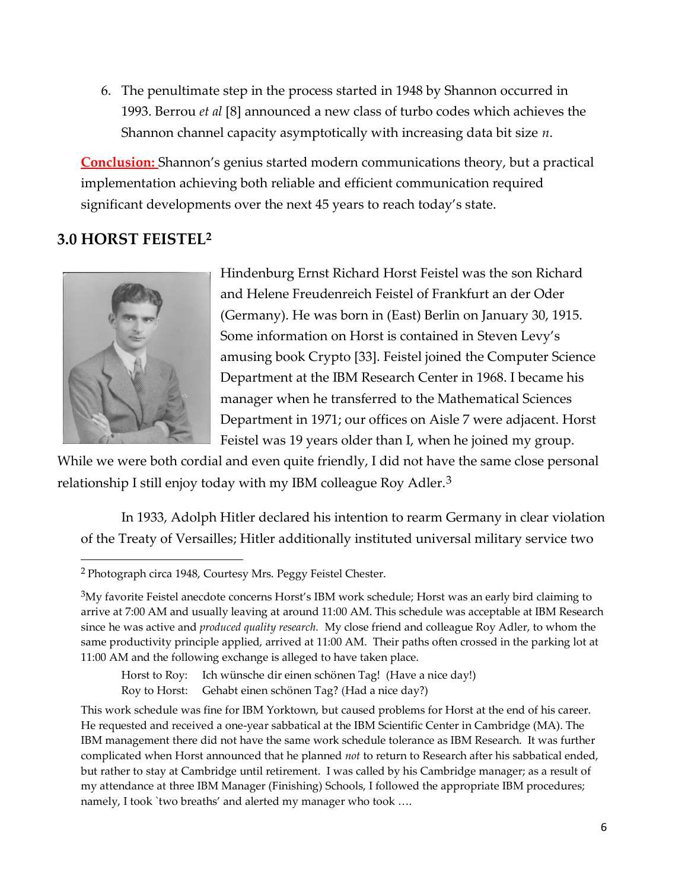6. The penultimate step in the process started in 1948 by Shannon occurred in 1993. Berrou *et al* [8] announced a new class of turbo codes which achieves the Shannon channel capacity asymptotically with increasing data bit size $n$.

**Conclusion:** Shannon's genius started modern communications theory, but a practical implementation achieving both reliable and efficient communication required significant developments over the next 45 years to reach today's state.

## 3.0 HORST FEISTEL[2]

Hindenburg Ernst Richard Horst Feistel was the son Richard and Helene Freudenreich Feistel of Frankfurt an der Oder (Germany). He was born in (East) Berlin on January 30, 1915. Some information on Horst is contained in Steven Levy's amusing book Crypto [33]. Feistel joined the Computer Science Department at the IBM Research Center in 1968. I became his manager when he transferred to the Mathematical Sciences Department in 1971; our offices on Aisle 7 were adjacent. Horst Feistel was 19 years older than I, when he joined my group. While we were both cordial and even quite friendly, I did not have the same close personal relationship I still enjoy today with my IBM colleague Roy Adler.[3]

In 1933, Adolph Hitler declared his intention to rearm Germany in clear violation of the Treaty of Versailles; Hitler additionally instituted universal military service two

---

[2] Photograph circa 1948, Courtesy Mrs. Peggy Feistel Chester.

[3] My favorite Feistel anecdote concerns Horst's IBM work schedule; Horst was an early bird claiming to arrive at 7:00 AM and usually leaving at around 11:00 AM. This schedule was acceptable at IBM Research since he was active and *produced quality research.* My close friend and colleague Roy Adler, to whom the same productivity principle applied, arrived at 11:00 AM. Their paths often crossed in the parking lot at 11:00 AM and the following exchange is alleged to have taken place.

Horst to Roy: Ich wünsche dir einen schönen Tag! (Have a nice day!)
Roy to Horst: Gehabt einen schönen Tag? (Had a nice day?)

This work schedule was fine for IBM Yorktown, but caused problems for Horst at the end of his career. He requested and received a one-year sabbatical at the IBM Scientific Center in Cambridge (MA). The IBM management there did not have the same work schedule tolerance as IBM Research. It was further complicated when Horst announced that he planned *not* to return to Research after his sabbatical ended, but rather to stay at Cambridge until retirement. I was called by his Cambridge manager; as a result of my attendance at three IBM Manager (Finishing) Schools, I followed the appropriate IBM procedures; namely, I took `two breaths' and alerted my manager who took ….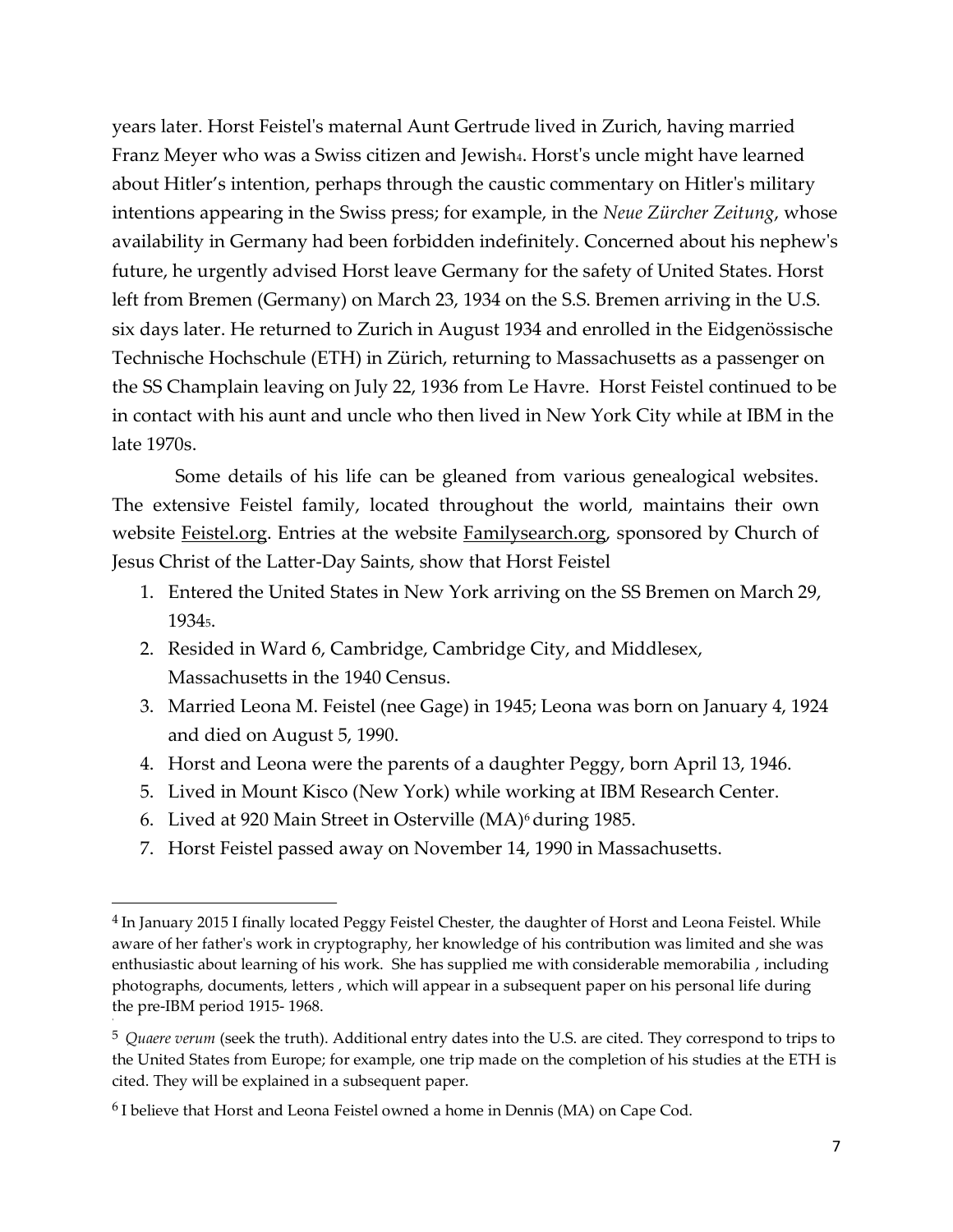years later. Horst Feistel's maternal Aunt Gertrude lived in Zurich, having married Franz Meyer who was a Swiss citizen and Jewish[4]. Horst's uncle might have learned about Hitler's intention, perhaps through the caustic commentary on Hitler's military intentions appearing in the Swiss press; for example, in the *Neue Zürcher Zeitung*, whose availability in Germany had been forbidden indefinitely. Concerned about his nephew's future, he urgently advised Horst leave Germany for the safety of United States. Horst left from Bremen (Germany) on March 23, 1934 on the S.S. Bremen arriving in the U.S. six days later. He returned to Zurich in August 1934 and enrolled in the Eidgenössische Technische Hochschule (ETH) in Zürich, returning to Massachusetts as a passenger on the SS Champlain leaving on July 22, 1936 from Le Havre. Horst Feistel continued to be in contact with his aunt and uncle who then lived in New York City while at IBM in the late 1970s.

Some details of his life can be gleaned from various genealogical websites. The extensive Feistel family, located throughout the world, maintains their own website Feistel.org. Entries at the website Familysearch.org, sponsored by Church of Jesus Christ of the Latter-Day Saints, show that Horst Feistel

1. Entered the United States in New York arriving on the SS Bremen on March 29, 1934[5].
2. Resided in Ward 6, Cambridge, Cambridge City, and Middlesex, Massachusetts in the 1940 Census.
3. Married Leona M. Feistel (nee Gage) in 1945; Leona was born on January 4, 1924 and died on August 5, 1990.
4. Horst and Leona were the parents of a daughter Peggy, born April 13, 1946.
5. Lived in Mount Kisco (New York) while working at IBM Research Center.
6. Lived at 920 Main Street in Osterville (MA)[6] during 1985.
7. Horst Feistel passed away on November 14, 1990 in Massachusetts.

---

[4] In January 2015 I finally located Peggy Feistel Chester, the daughter of Horst and Leona Feistel. While aware of her father's work in cryptography, her knowledge of his contribution was limited and she was enthusiastic about learning of his work. She has supplied me with considerable memorabilia , including photographs, documents, letters , which will appear in a subsequent paper on his personal life during the pre-IBM period 1915- 1968.

[5] *Quaere verum* (seek the truth). Additional entry dates into the U.S. are cited. They correspond to trips to the United States from Europe; for example, one trip made on the completion of his studies at the ETH is cited. They will be explained in a subsequent paper.

[6] I believe that Horst and Leona Feistel owned a home in Dennis (MA) on Cape Cod.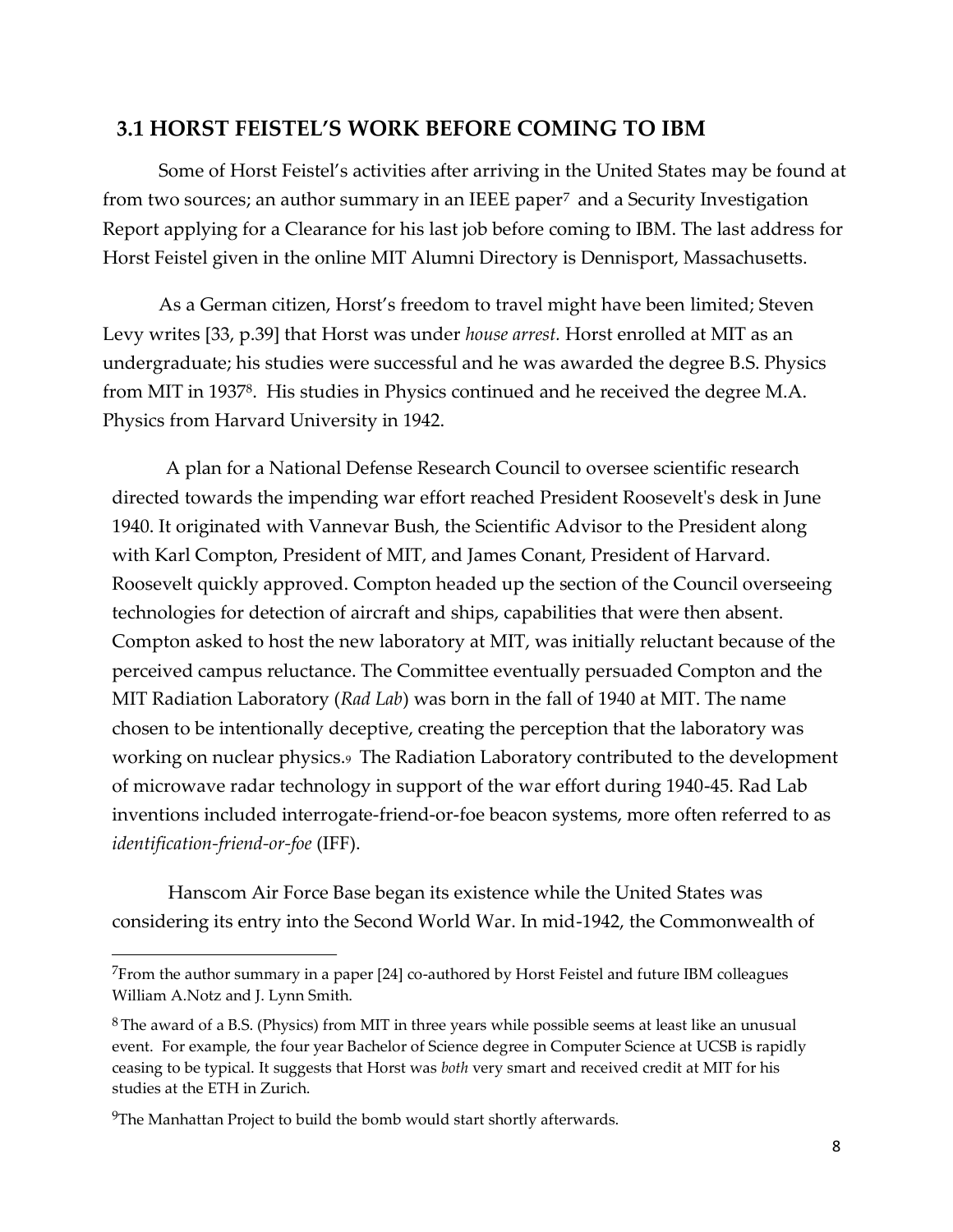### 3.1 HORST FEISTEL'S WORK BEFORE COMING TO IBM

Some of Horst Feistel's activities after arriving in the United States may be found at from two sources; an author summary in an IEEE paper[7] and a Security Investigation Report applying for a Clearance for his last job before coming to IBM. The last address for Horst Feistel given in the online MIT Alumni Directory is Dennisport, Massachusetts.

As a German citizen, Horst's freedom to travel might have been limited; Steven Levy writes [33, p.39] that Horst was under *house arrest.* Horst enrolled at MIT as an undergraduate; his studies were successful and he was awarded the degree B.S. Physics from MIT in 1937[8]. His studies in Physics continued and he received the degree M.A. Physics from Harvard University in 1942.

A plan for a National Defense Research Council to oversee scientific research directed towards the impending war effort reached President Roosevelt's desk in June 1940. It originated with Vannevar Bush, the Scientific Advisor to the President along with Karl Compton, President of MIT, and James Conant, President of Harvard. Roosevelt quickly approved. Compton headed up the section of the Council overseeing technologies for detection of aircraft and ships, capabilities that were then absent. Compton asked to host the new laboratory at MIT, was initially reluctant because of the perceived campus reluctance. The Committee eventually persuaded Compton and the MIT Radiation Laboratory (*Rad Lab*) was born in the fall of 1940 at MIT. The name chosen to be intentionally deceptive, creating the perception that the laboratory was working on nuclear physics.[9] The Radiation Laboratory contributed to the development of microwave radar technology in support of the war effort during 1940-45. Rad Lab inventions included interrogate-friend-or-foe beacon systems, more often referred to as *identification-friend-or-foe* (IFF).

Hanscom Air Force Base began its existence while the United States was considering its entry into the Second World War. In mid-1942, the Commonwealth of

---

[7] From the author summary in a paper [24] co-authored by Horst Feistel and future IBM colleagues William A.Notz and J. Lynn Smith.

[8] The award of a B.S. (Physics) from MIT in three years while possible seems at least like an unusual event. For example, the four year Bachelor of Science degree in Computer Science at UCSB is rapidly ceasing to be typical. It suggests that Horst was *both* very smart and received credit at MIT for his studies at the ETH in Zurich.

[9] The Manhattan Project to build the bomb would start shortly afterwards.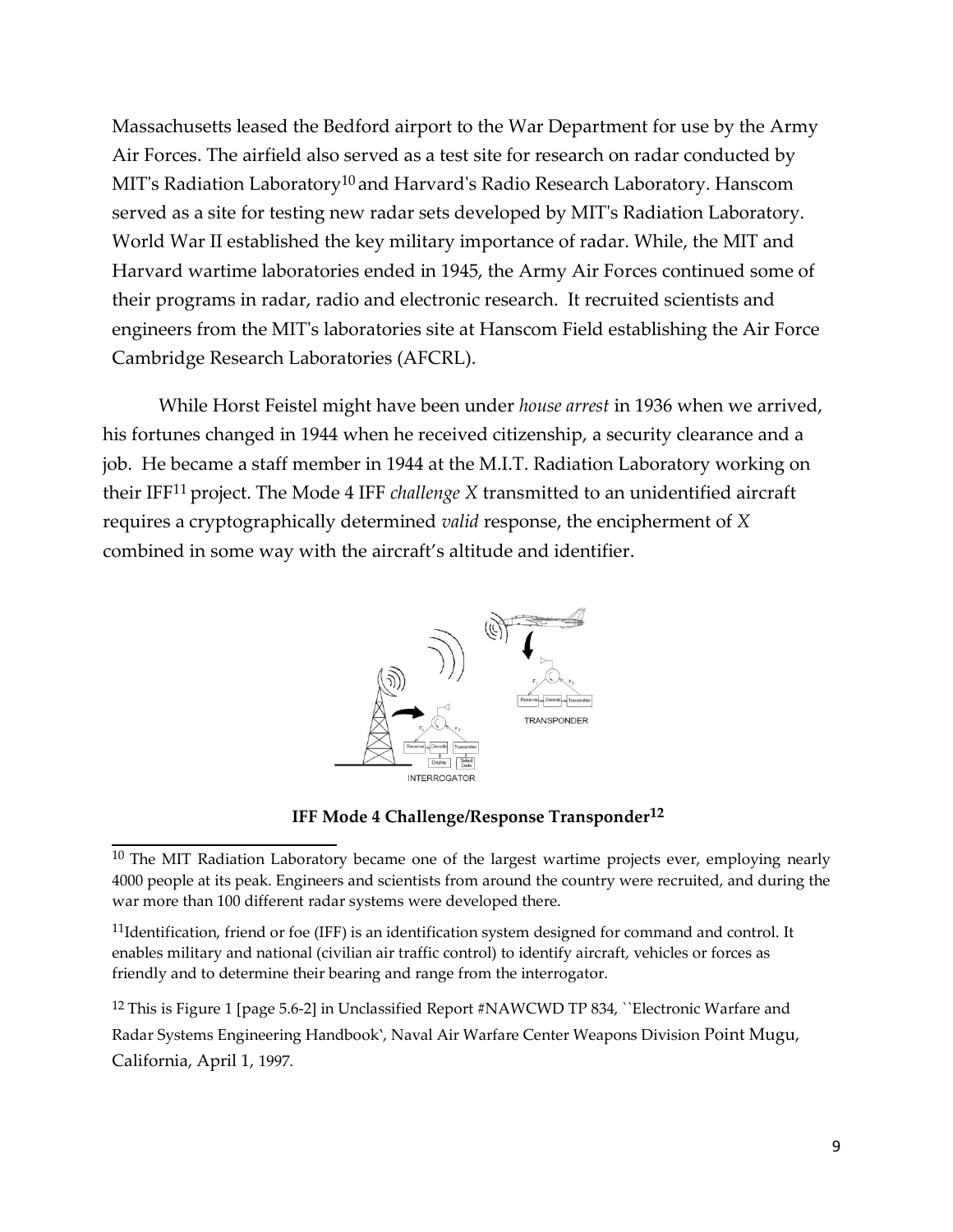Massachusetts leased the Bedford airport to the War Department for use by the Army Air Forces. The airfield also served as a test site for research on radar conducted by MIT's Radiation Laboratory[10] and Harvard's Radio Research Laboratory. Hanscom served as a site for testing new radar sets developed by MIT's Radiation Laboratory. World War II established the key military importance of radar. While, the MIT and Harvard wartime laboratories ended in 1945, the Army Air Forces continued some of their programs in radar, radio and electronic research. It recruited scientists and engineers from the MIT's laboratories site at Hanscom Field establishing the Air Force Cambridge Research Laboratories (AFCRL).

While Horst Feistel might have been under *house arrest* in 1936 when we arrived, his fortunes changed in 1944 when he received citizenship, a security clearance and a job. He became a staff member in 1944 at the M.I.T. Radiation Laboratory working on their IFF[11] project. The Mode 4 IFF *challenge X* transmitted to an unidentified aircraft requires a cryptographically determined *valid* response, the encipherment of *X* combined in some way with the aircraft's altitude and identifier.

**IFF Mode 4 Challenge/Response Transponder[12]**

---

[10] The MIT Radiation Laboratory became one of the largest wartime projects ever, employing nearly 4000 people at its peak. Engineers and scientists from around the country were recruited, and during the war more than 100 different radar systems were developed there.

[11] Identification, friend or foe (IFF) is an identification system designed for command and control. It enables military and national (civilian air traffic control) to identify aircraft, vehicles or forces as friendly and to determine their bearing and range from the interrogator.

[12] This is Figure 1 [page 5.6-2] in Unclassified Report #NAWCWD TP 834, ``Electronic Warfare and Radar Systems Engineering Handbook`, Naval Air Warfare Center Weapons Division Point Mugu, California, April 1, 1997.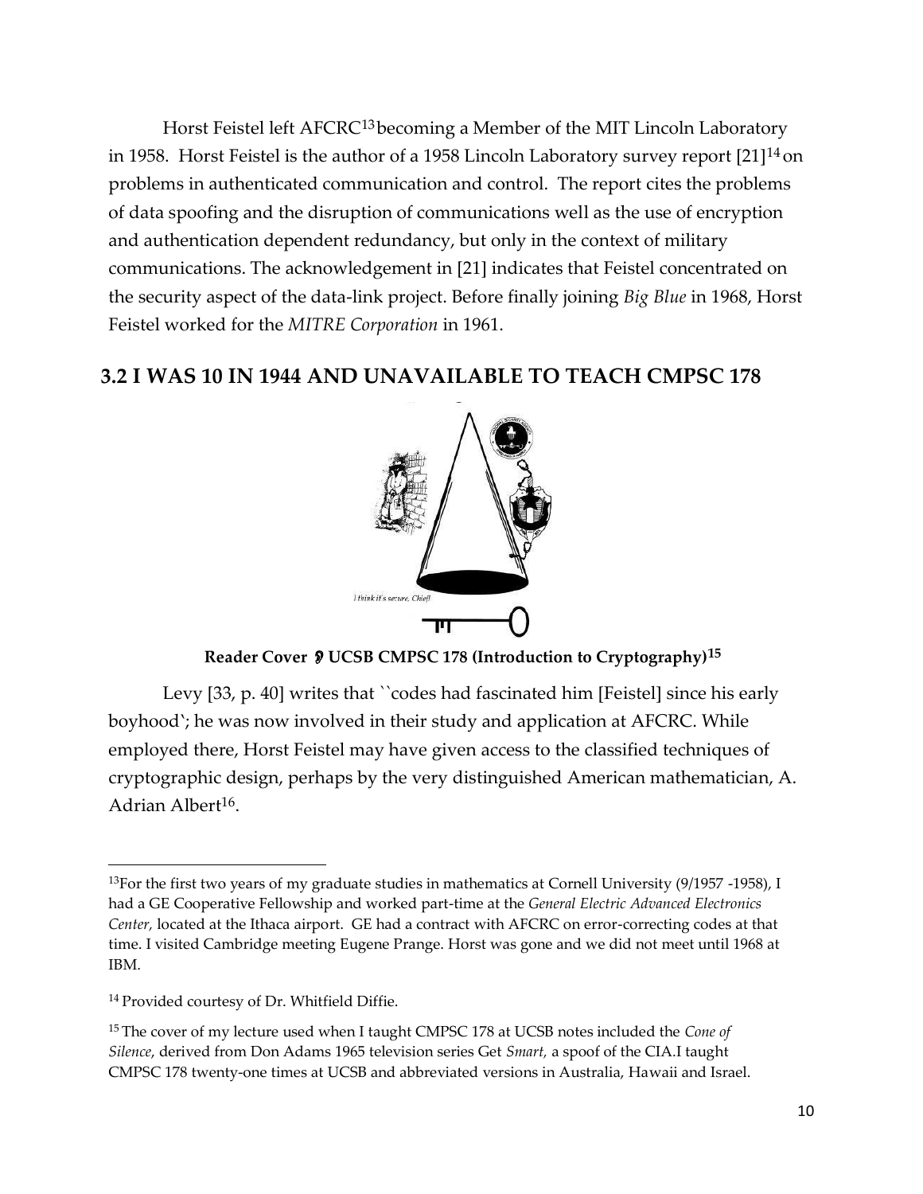Horst Feistel left AFCRC[13] becoming a Member of the MIT Lincoln Laboratory in 1958. Horst Feistel is the author of a 1958 Lincoln Laboratory survey report [21][14] on problems in authenticated communication and control. The report cites the problems of data spoofing and the disruption of communications well as the use of encryption and authentication dependent redundancy, but only in the context of military communications. The acknowledgement in [21] indicates that Feistel concentrated on the security aspect of the data-link project. Before finally joining *Big Blue* in 1968, Horst Feistel worked for the *MITRE Corporation* in 1961.

## 3.2 I WAS 10 IN 1944 AND UNAVAILABLE TO TEACH CMPSC 178

*I think it's secure, Chief!*

**Reader Cover ♪ UCSB CMPSC 178 (Introduction to Cryptography)[15]**

Levy [33, p. 40] writes that ``codes had fascinated him [Feistel] since his early boyhood`; he was now involved in their study and application at AFCRC. While employed there, Horst Feistel may have given access to the classified techniques of cryptographic design, perhaps by the very distinguished American mathematician, A. Adrian Albert[16].

---

[13] For the first two years of my graduate studies in mathematics at Cornell University (9/1957 -1958), I had a GE Cooperative Fellowship and worked part-time at the *General Electric Advanced Electronics Center,* located at the Ithaca airport. GE had a contract with AFCRC on error-correcting codes at that time. I visited Cambridge meeting Eugene Prange. Horst was gone and we did not meet until 1968 at IBM.

[14] Provided courtesy of Dr. Whitfield Diffie.

[15] The cover of my lecture used when I taught CMPSC 178 at UCSB notes included the *Cone of Silence,* derived from Don Adams 1965 television series Get *Smart,* a spoof of the CIA.I taught CMPSC 178 twenty-one times at UCSB and abbreviated versions in Australia, Hawaii and Israel.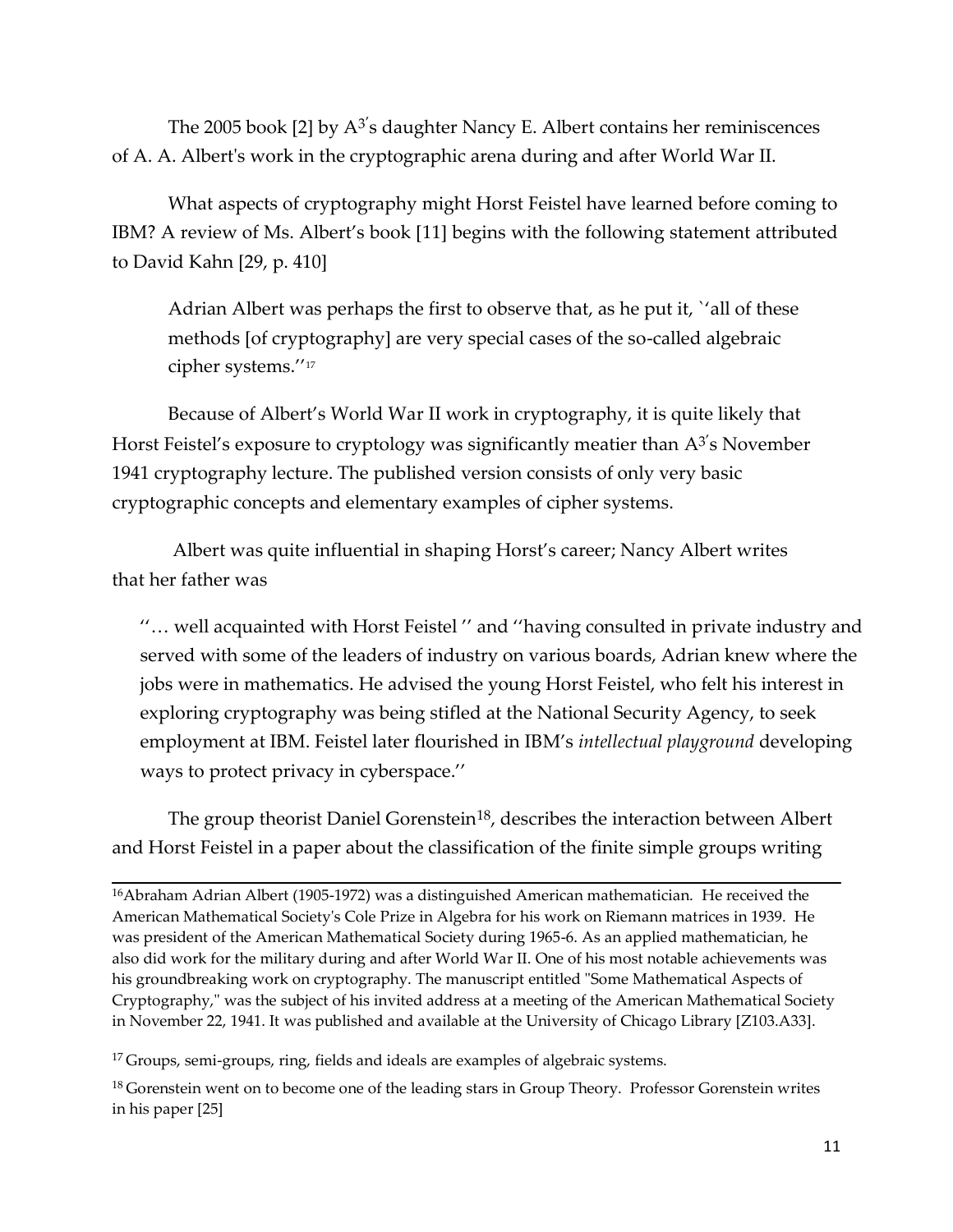The 2005 book [2] by $A^{3'}$s daughter Nancy E. Albert contains her reminiscences of A. A. Albert's work in the cryptographic arena during and after World War II.

What aspects of cryptography might Horst Feistel have learned before coming to IBM? A review of Ms. Albert's book [11] begins with the following statement attributed to David Kahn [29, p. 410]

> Adrian Albert was perhaps the first to observe that, as he put it, `'all of these methods [of cryptography] are very special cases of the so-called algebraic cipher systems.''[17]

Because of Albert's World War II work in cryptography, it is quite likely that Horst Feistel's exposure to cryptology was significantly meatier than $A^{3'}$s November 1941 cryptography lecture. The published version consists of only very basic cryptographic concepts and elementary examples of cipher systems.

Albert was quite influential in shaping Horst's career; Nancy Albert writes that her father was

> ''… well acquainted with Horst Feistel '' and ''having consulted in private industry and served with some of the leaders of industry on various boards, Adrian knew where the jobs were in mathematics. He advised the young Horst Feistel, who felt his interest in exploring cryptography was being stifled at the National Security Agency, to seek employment at IBM. Feistel later flourished in IBM's *intellectual playground* developing ways to protect privacy in cyberspace.''

The group theorist Daniel Gorenstein[18], describes the interaction between Albert and Horst Feistel in a paper about the classification of the finite simple groups writing

---

[16] Abraham Adrian Albert (1905-1972) was a distinguished American mathematician. He received the American Mathematical Society's Cole Prize in Algebra for his work on Riemann matrices in 1939. He was president of the American Mathematical Society during 1965-6. As an applied mathematician, he also did work for the military during and after World War II. One of his most notable achievements was his groundbreaking work on cryptography. The manuscript entitled "Some Mathematical Aspects of Cryptography," was the subject of his invited address at a meeting of the American Mathematical Society in November 22, 1941. It was published and available at the University of Chicago Library [Z103.A33].

[17] Groups, semi-groups, ring, fields and ideals are examples of algebraic systems.

[18] Gorenstein went on to become one of the leading stars in Group Theory. Professor Gorenstein writes in his paper [25]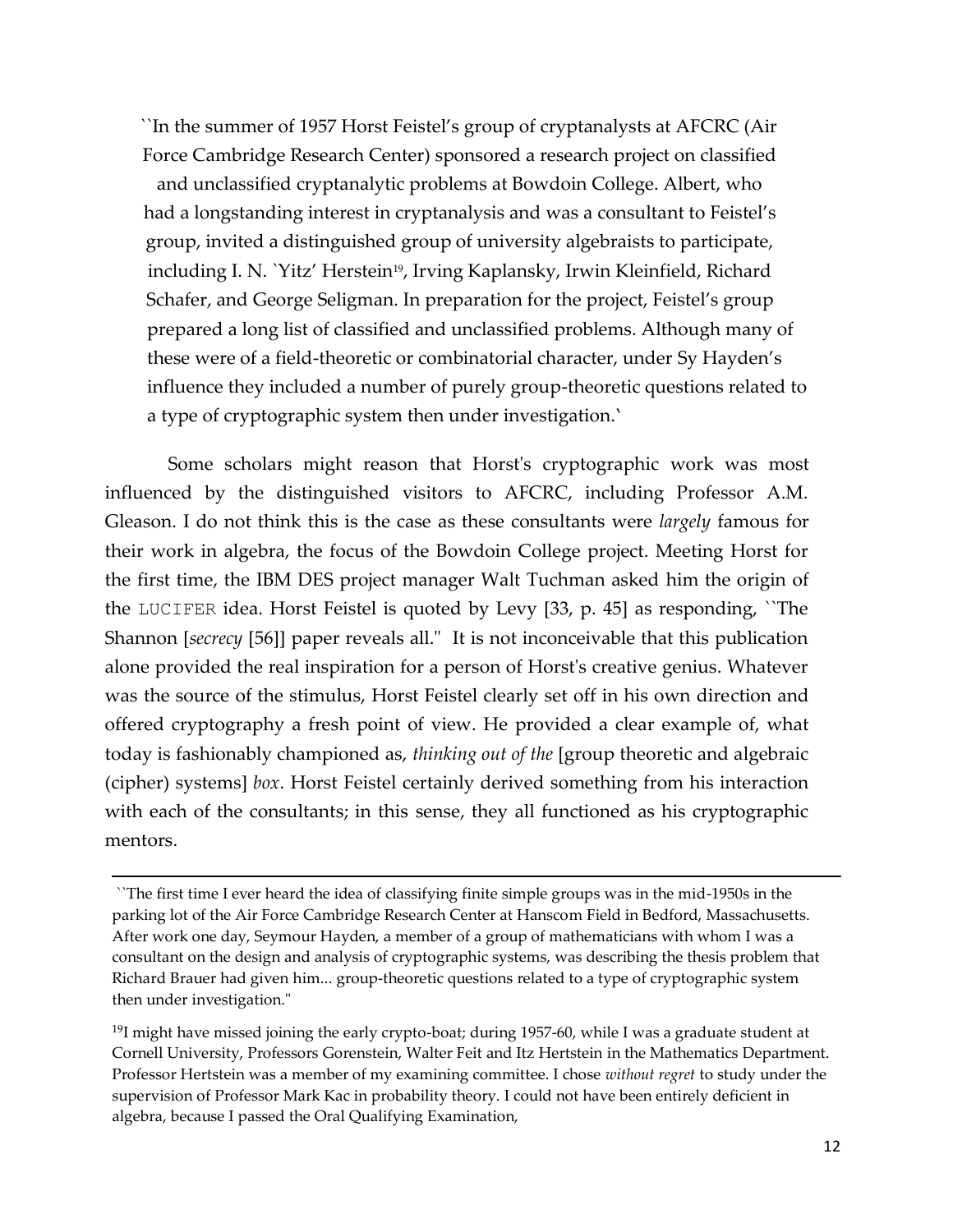``In the summer of 1957 Horst Feistel's group of cryptanalysts at AFCRC (Air Force Cambridge Research Center) sponsored a research project on classified and unclassified cryptanalytic problems at Bowdoin College. Albert, who had a longstanding interest in cryptanalysis and was a consultant to Feistel's group, invited a distinguished group of university algebraists to participate, including I. N. `Yitz' Herstein[19], Irving Kaplansky, Irwin Kleinfield, Richard Schafer, and George Seligman. In preparation for the project, Feistel's group prepared a long list of classified and unclassified problems. Although many of these were of a field-theoretic or combinatorial character, under Sy Hayden's influence they included a number of purely group-theoretic questions related to a type of cryptographic system then under investigation.`

Some scholars might reason that Horst's cryptographic work was most influenced by the distinguished visitors to AFCRC, including Professor A.M. Gleason. I do not think this is the case as these consultants were *largely* famous for their work in algebra, the focus of the Bowdoin College project. Meeting Horst for the first time, the IBM DES project manager Walt Tuchman asked him the origin of the `LUCIFER` idea. Horst Feistel is quoted by Levy [33, p. 45] as responding, ``The Shannon [*secrecy* [56]] paper reveals all." It is not inconceivable that this publication alone provided the real inspiration for a person of Horst's creative genius. Whatever was the source of the stimulus, Horst Feistel clearly set off in his own direction and offered cryptography a fresh point of view. He provided a clear example of, what today is fashionably championed as, *thinking out of the* [group theoretic and algebraic (cipher) systems] *box*. Horst Feistel certainly derived something from his interaction with each of the consultants; in this sense, they all functioned as his cryptographic mentors.

---

``The first time I ever heard the idea of classifying finite simple groups was in the mid-1950s in the parking lot of the Air Force Cambridge Research Center at Hanscom Field in Bedford, Massachusetts. After work one day, Seymour Hayden, a member of a group of mathematicians with whom I was a consultant on the design and analysis of cryptographic systems, was describing the thesis problem that Richard Brauer had given him... group-theoretic questions related to a type of cryptographic system then under investigation."

[19] I might have missed joining the early crypto-boat; during 1957-60, while I was a graduate student at Cornell University, Professors Gorenstein, Walter Feit and Itz Hertstein in the Mathematics Department. Professor Hertstein was a member of my examining committee. I chose *without regret* to study under the supervision of Professor Mark Kac in probability theory. I could not have been entirely deficient in algebra, because I passed the Oral Qualifying Examination,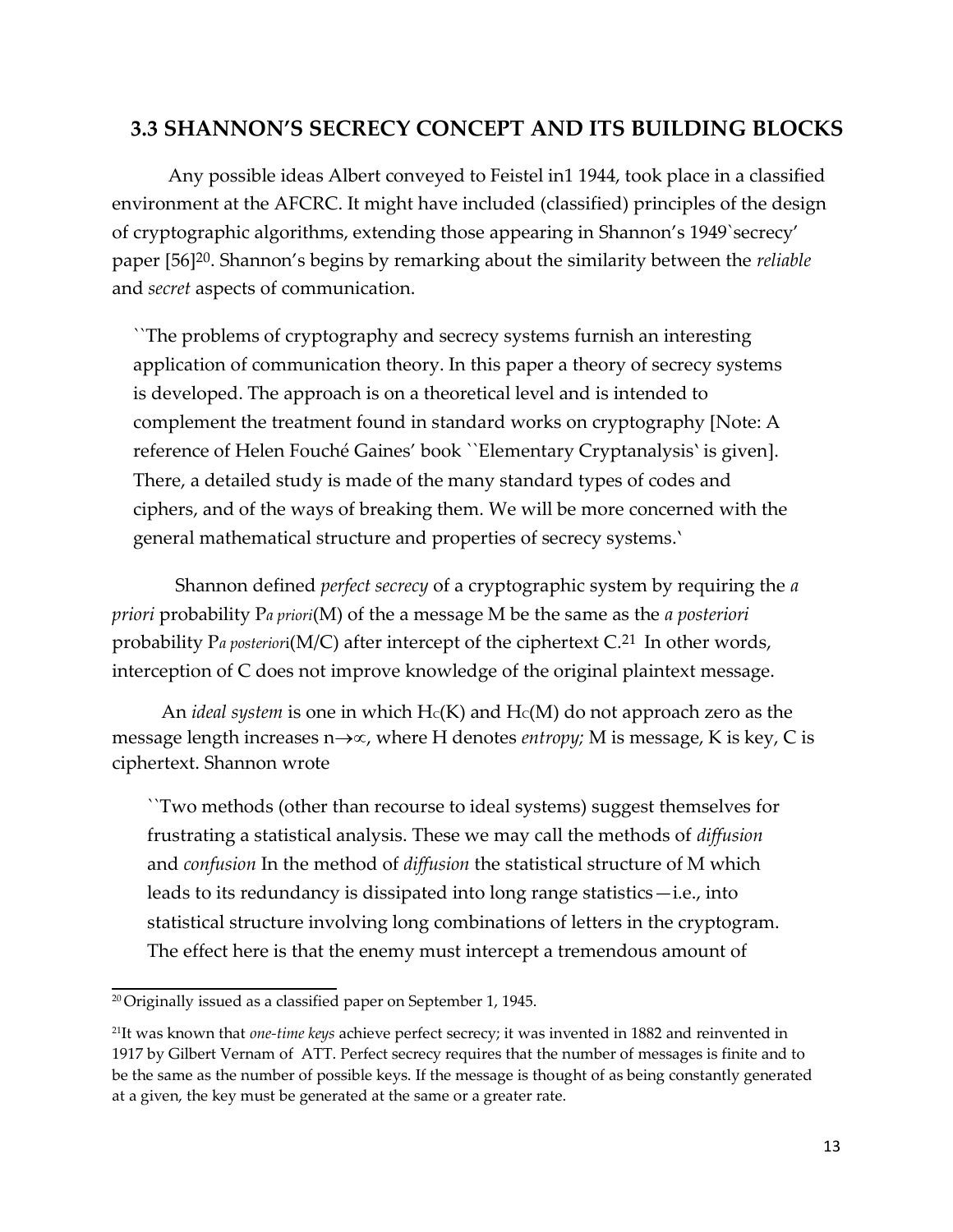## 3.3 SHANNON'S SECRECY CONCEPT AND ITS BUILDING BLOCKS

Any possible ideas Albert conveyed to Feistel in1 1944, took place in a classified environment at the AFCRC. It might have included (classified) principles of the design of cryptographic algorithms, extending those appearing in Shannon's 1949`secrecy' paper [56][20]. Shannon's begins by remarking about the similarity between the *reliable* and *secret* aspects of communication.

> ``The problems of cryptography and secrecy systems furnish an interesting application of communication theory. In this paper a theory of secrecy systems is developed. The approach is on a theoretical level and is intended to complement the treatment found in standard works on cryptography [Note: A reference of Helen Fouché Gaines' book ``Elementary Cryptanalysis` is given]. There, a detailed study is made of the many standard types of codes and ciphers, and of the ways of breaking them. We will be more concerned with the general mathematical structure and properties of secrecy systems.`

Shannon defined *perfect secrecy* of a cryptographic system by requiring the *a priori* probability $P_{a\ priori}(M)$ of the a message M be the same as the *a posteriori* probability $P_{a\ posteriori}(M/C)$ after intercept of the ciphertext C.[21] In other words, interception of C does not improve knowledge of the original plaintext message.

An *ideal system* is one in which $H_C(K)$ and $H_C(M)$ do not approach zero as the message length increases $n \to \propto$, where H denotes *entropy;* M is message, K is key, C is ciphertext. Shannon wrote

> ``Two methods (other than recourse to ideal systems) suggest themselves for frustrating a statistical analysis. These we may call the methods of *diffusion* and *confusion* In the method of *diffusion* the statistical structure of M which leads to its redundancy is dissipated into long range statistics—i.e., into statistical structure involving long combinations of letters in the cryptogram. The effect here is that the enemy must intercept a tremendous amount of

---

[20] Originally issued as a classified paper on September 1, 1945.

[21] It was known that *one-time keys* achieve perfect secrecy; it was invented in 1882 and reinvented in 1917 by Gilbert Vernam of ATT. Perfect secrecy requires that the number of messages is finite and to be the same as the number of possible keys. If the message is thought of as being constantly generated at a given, the key must be generated at the same or a greater rate.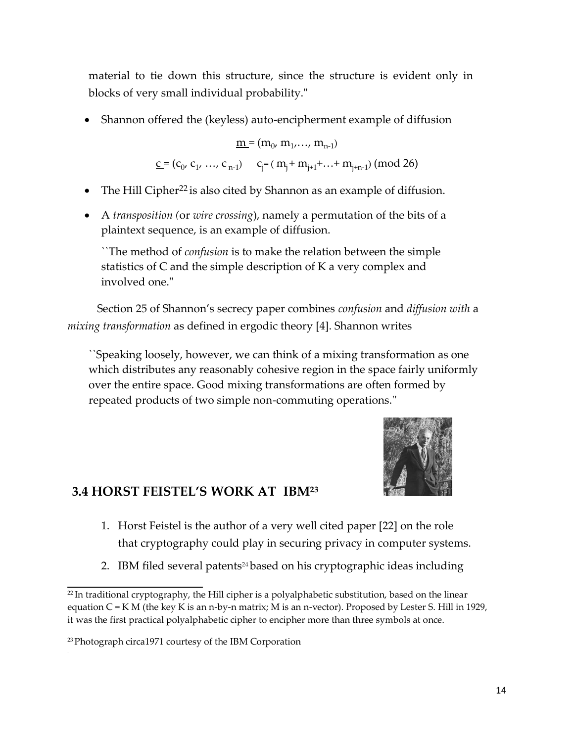material to tie down this structure, since the structure is evident only in blocks of very small individual probability."

- Shannon offered the (keyless) auto-encipherment example of diffusion

$$\underline{m} = (m_0, m_1, \ldots, m_{n-1})$$

$$\underline{c} = (c_0, c_1, \ldots, c_{n-1}) \qquad c_j = (m_j + m_{j+1} + \ldots + m_{j+n-1}) \pmod{26}$$

- The Hill Cipher[22] is also cited by Shannon as an example of diffusion.

- A *transposition (*or *wire crossing*), namely a permutation of the bits of a plaintext sequence, is an example of diffusion.

  ``The method of *confusion* is to make the relation between the simple statistics of C and the simple description of K a very complex and involved one."

Section 25 of Shannon's secrecy paper combines *confusion* and *diffusion with* a *mixing transformation* as defined in ergodic theory [4]. Shannon writes

> ``Speaking loosely, however, we can think of a mixing transformation as one which distributes any reasonably cohesive region in the space fairly uniformly over the entire space. Good mixing transformations are often formed by repeated products of two simple non-commuting operations."

## 3.4 HORST FEISTEL'S WORK AT IBM[23]

1. Horst Feistel is the author of a very well cited paper [22] on the role that cryptography could play in securing privacy in computer systems.
2. IBM filed several patents[24] based on his cryptographic ideas including

---

[22] In traditional cryptography, the Hill cipher is a polyalphabetic substitution, based on the linear equation C = K M (the key K is an n-by-n matrix; M is an n-vector). Proposed by Lester S. Hill in 1929, it was the first practical polyalphabetic cipher to encipher more than three symbols at once.

[23] Photograph circa1971 courtesy of the IBM Corporation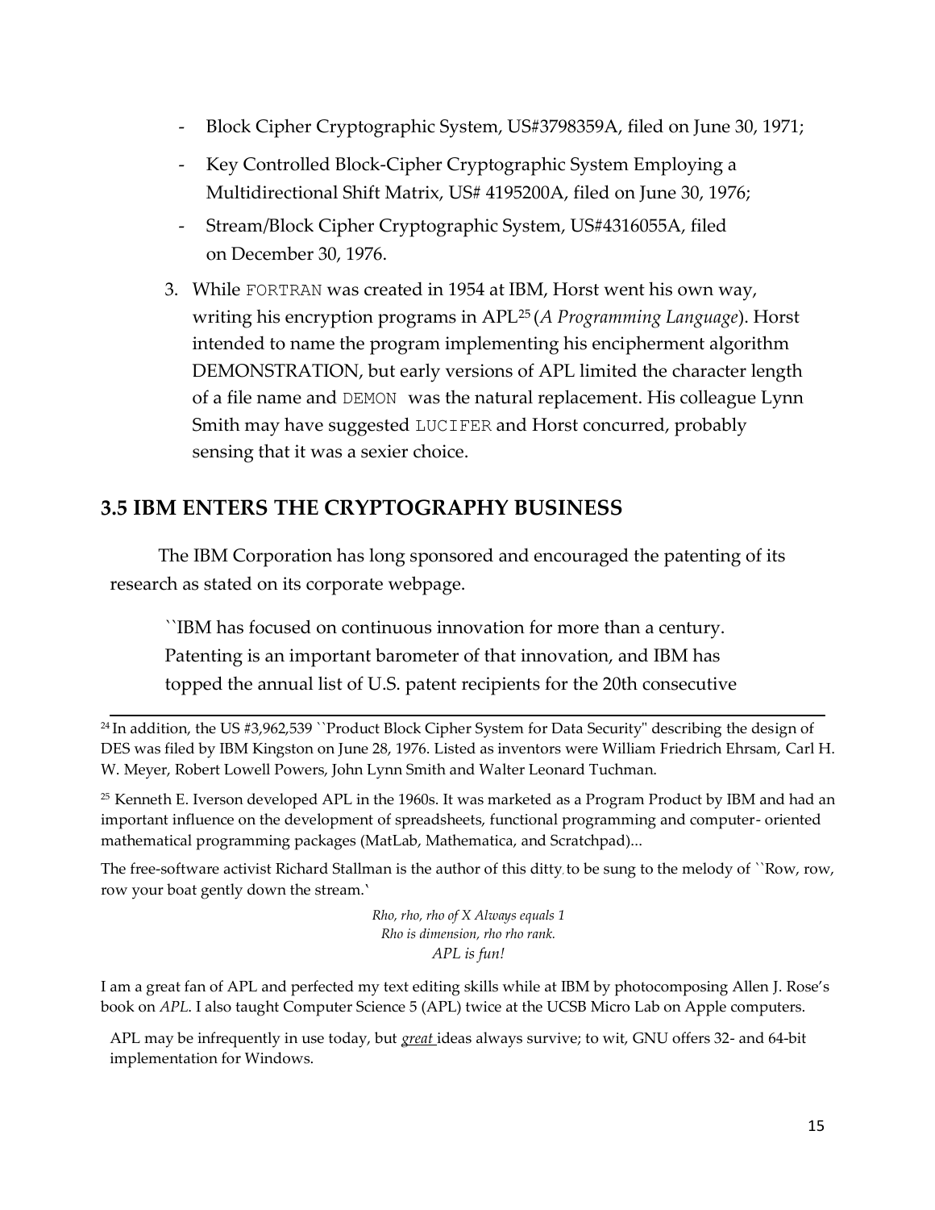- Block Cipher Cryptographic System, US#3798359A, filed on June 30, 1971;
- Key Controlled Block-Cipher Cryptographic System Employing a Multidirectional Shift Matrix, US# 4195200A, filed on June 30, 1976;
- Stream/Block Cipher Cryptographic System, US#4316055A, filed on December 30, 1976.

3. While `FORTRAN` was created in 1954 at IBM, Horst went his own way, writing his encryption programs in APL[25] (*A Programming Language*). Horst intended to name the program implementing his encipherment algorithm DEMONSTRATION, but early versions of APL limited the character length of a file name and `DEMON` was the natural replacement. His colleague Lynn Smith may have suggested `LUCIFER` and Horst concurred, probably sensing that it was a sexier choice.

## 3.5 IBM ENTERS THE CRYPTOGRAPHY BUSINESS

The IBM Corporation has long sponsored and encouraged the patenting of its research as stated on its corporate webpage.

> ``IBM has focused on continuous innovation for more than a century. Patenting is an important barometer of that innovation, and IBM has topped the annual list of U.S. patent recipients for the 20th consecutive

---

[24] In addition, the US #3,962,539 ``Product Block Cipher System for Data Security" describing the design of DES was filed by IBM Kingston on June 28, 1976. Listed as inventors were William Friedrich Ehrsam, Carl H. W. Meyer, Robert Lowell Powers, John Lynn Smith and Walter Leonard Tuchman.

[25] Kenneth E. Iverson developed APL in the 1960s. It was marketed as a Program Product by IBM and had an important influence on the development of spreadsheets, functional programming and computer- oriented mathematical programming packages (MatLab, Mathematica, and Scratchpad)...

The free-software activist Richard Stallman is the author of this ditty to be sung to the melody of ``Row, row, row your boat gently down the stream.`

*Rho, rho, rho of X Always equals 1*
*Rho is dimension, rho rho rank.*
*APL is fun!*

I am a great fan of APL and perfected my text editing skills while at IBM by photocomposing Allen J. Rose's book on *APL*. I also taught Computer Science 5 (APL) twice at the UCSB Micro Lab on Apple computers.

APL may be infrequently in use today, but ***great*** ideas always survive; to wit, GNU offers 32- and 64-bit implementation for Windows.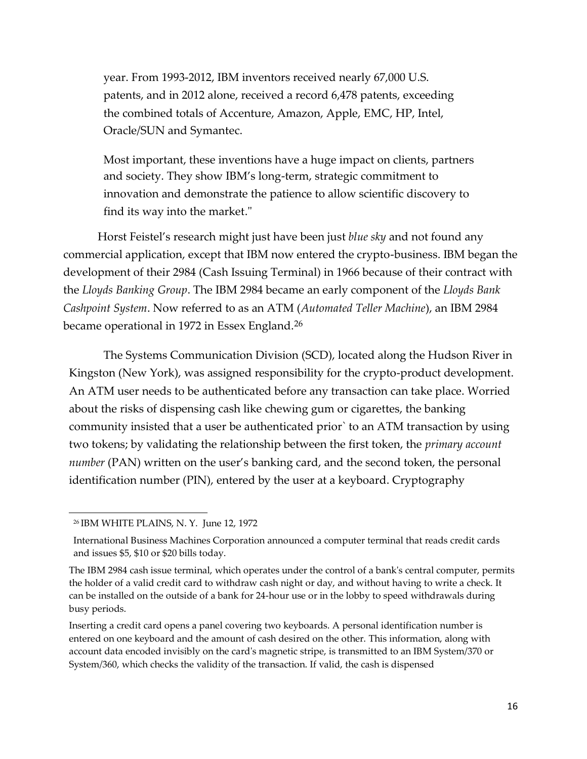year. From 1993-2012, IBM inventors received nearly 67,000 U.S. patents, and in 2012 alone, received a record 6,478 patents, exceeding the combined totals of Accenture, Amazon, Apple, EMC, HP, Intel, Oracle/SUN and Symantec.

Most important, these inventions have a huge impact on clients, partners and society. They show IBM's long-term, strategic commitment to innovation and demonstrate the patience to allow scientific discovery to find its way into the market."

Horst Feistel's research might just have been just *blue sky* and not found any commercial application, except that IBM now entered the crypto-business. IBM began the development of their 2984 (Cash Issuing Terminal) in 1966 because of their contract with the *Lloyds Banking Group*. The IBM 2984 became an early component of the *Lloyds Bank Cashpoint System*. Now referred to as an ATM (*Automated Teller Machine*), an IBM 2984 became operational in 1972 in Essex England.[26]

The Systems Communication Division (SCD), located along the Hudson River in Kingston (New York), was assigned responsibility for the crypto-product development. An ATM user needs to be authenticated before any transaction can take place. Worried about the risks of dispensing cash like chewing gum or cigarettes, the banking community insisted that a user be authenticated prior` to an ATM transaction by using two tokens; by validating the relationship between the first token, the *primary account number* (PAN) written on the user's banking card, and the second token, the personal identification number (PIN), entered by the user at a keyboard. Cryptography

---

[26] IBM WHITE PLAINS, N. Y. June 12, 1972

International Business Machines Corporation announced a computer terminal that reads credit cards and issues $5, $10 or $20 bills today.

The IBM 2984 cash issue terminal, which operates under the control of a bank's central computer, permits the holder of a valid credit card to withdraw cash night or day, and without having to write a check. It can be installed on the outside of a bank for 24-hour use or in the lobby to speed withdrawals during busy periods.

Inserting a credit card opens a panel covering two keyboards. A personal identification number is entered on one keyboard and the amount of cash desired on the other. This information, along with account data encoded invisibly on the card's magnetic stripe, is transmitted to an IBM System/370 or System/360, which checks the validity of the transaction. If valid, the cash is dispensed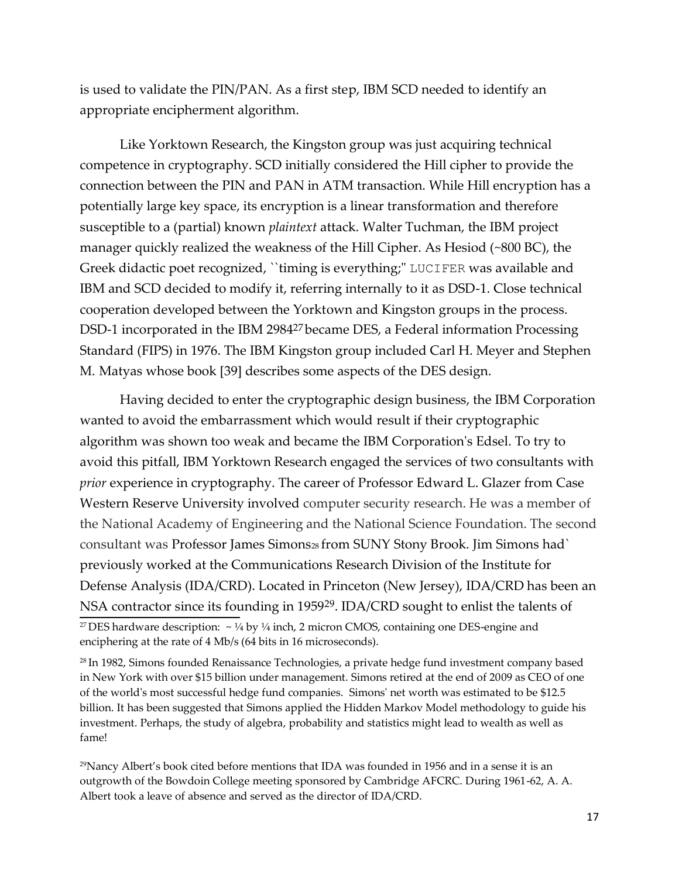is used to validate the PIN/PAN. As a first step, IBM SCD needed to identify an appropriate encipherment algorithm.

Like Yorktown Research, the Kingston group was just acquiring technical competence in cryptography. SCD initially considered the Hill cipher to provide the connection between the PIN and PAN in ATM transaction. While Hill encryption has a potentially large key space, its encryption is a linear transformation and therefore susceptible to a (partial) known *plaintext* attack. Walter Tuchman, the IBM project manager quickly realized the weakness of the Hill Cipher. As Hesiod (~800 BC), the Greek didactic poet recognized, ``timing is everything;'' LUCIFER was available and IBM and SCD decided to modify it, referring internally to it as DSD-1. Close technical cooperation developed between the Yorktown and Kingston groups in the process. DSD-1 incorporated in the IBM 2984[27] became DES, a Federal information Processing Standard (FIPS) in 1976. The IBM Kingston group included Carl H. Meyer and Stephen M. Matyas whose book [39] describes some aspects of the DES design.

Having decided to enter the cryptographic design business, the IBM Corporation wanted to avoid the embarrassment which would result if their cryptographic algorithm was shown too weak and became the IBM Corporation's Edsel. To try to avoid this pitfall, IBM Yorktown Research engaged the services of two consultants with *prior* experience in cryptography. The career of Professor Edward L. Glazer from Case Western Reserve University involved computer security research. He was a member of the National Academy of Engineering and the National Science Foundation. The second consultant was Professor James Simons[28] from SUNY Stony Brook. Jim Simons had` previously worked at the Communications Research Division of the Institute for Defense Analysis (IDA/CRD). Located in Princeton (New Jersey), IDA/CRD has been an NSA contractor since its founding in 1959[29]. IDA/CRD sought to enlist the talents of

---

[27] DES hardware description: ~ ¼ by ¼ inch, 2 micron CMOS, containing one DES-engine and enciphering at the rate of 4 Mb/s (64 bits in 16 microseconds).

[28] In 1982, Simons founded Renaissance Technologies, a private hedge fund investment company based in New York with over $15 billion under management. Simons retired at the end of 2009 as CEO of one of the world's most successful hedge fund companies. Simons' net worth was estimated to be $12.5 billion. It has been suggested that Simons applied the Hidden Markov Model methodology to guide his investment. Perhaps, the study of algebra, probability and statistics might lead to wealth as well as fame!

[29] Nancy Albert's book cited before mentions that IDA was founded in 1956 and in a sense it is an outgrowth of the Bowdoin College meeting sponsored by Cambridge AFCRC. During 1961-62, A. A. Albert took a leave of absence and served as the director of IDA/CRD.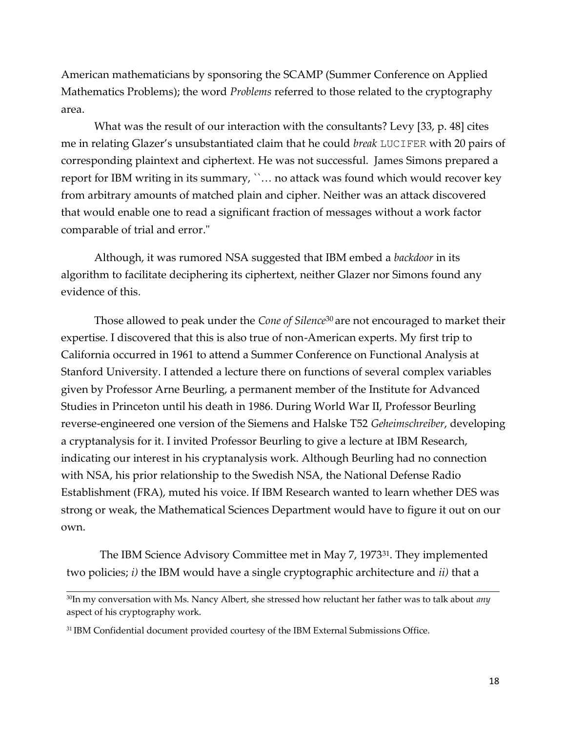American mathematicians by sponsoring the SCAMP (Summer Conference on Applied Mathematics Problems); the word *Problems* referred to those related to the cryptography area.

What was the result of our interaction with the consultants? Levy [33, p. 48] cites me in relating Glazer's unsubstantiated claim that he could *break* `LUCIFER` with 20 pairs of corresponding plaintext and ciphertext. He was not successful. James Simons prepared a report for IBM writing in its summary, ``… no attack was found which would recover key from arbitrary amounts of matched plain and cipher. Neither was an attack discovered that would enable one to read a significant fraction of messages without a work factor comparable of trial and error."

Although, it was rumored NSA suggested that IBM embed a *backdoor* in its algorithm to facilitate deciphering its ciphertext, neither Glazer nor Simons found any evidence of this.

Those allowed to peak under the *Cone of Silence*[30] are not encouraged to market their expertise. I discovered that this is also true of non-American experts. My first trip to California occurred in 1961 to attend a Summer Conference on Functional Analysis at Stanford University. I attended a lecture there on functions of several complex variables given by Professor Arne Beurling, a permanent member of the Institute for Advanced Studies in Princeton until his death in 1986. During World War II, Professor Beurling reverse-engineered one version of the Siemens and Halske T52 *Geheimschreiber*, developing a cryptanalysis for it. I invited Professor Beurling to give a lecture at IBM Research, indicating our interest in his cryptanalysis work. Although Beurling had no connection with NSA, his prior relationship to the Swedish NSA, the National Defense Radio Establishment (FRA), muted his voice. If IBM Research wanted to learn whether DES was strong or weak, the Mathematical Sciences Department would have to figure it out on our own.

The IBM Science Advisory Committee met in May 7, 1973[31]. They implemented two policies; *i)* the IBM would have a single cryptographic architecture and *ii)* that a

---

[30] In my conversation with Ms. Nancy Albert, she stressed how reluctant her father was to talk about *any* aspect of his cryptography work.

[31] IBM Confidential document provided courtesy of the IBM External Submissions Office.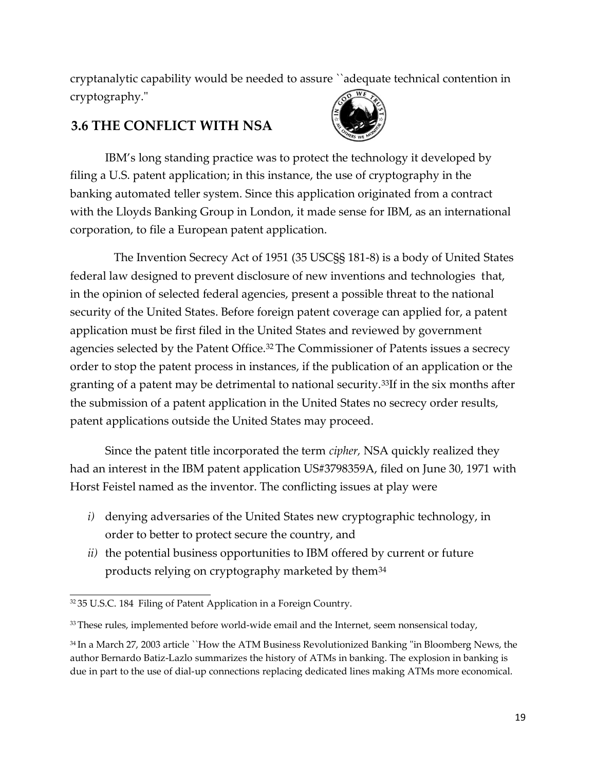cryptanalytic capability would be needed to assure ``adequate technical contention in cryptography."

## 3.6 THE CONFLICT WITH NSA

IBM's long standing practice was to protect the technology it developed by filing a U.S. patent application; in this instance, the use of cryptography in the banking automated teller system. Since this application originated from a contract with the Lloyds Banking Group in London, it made sense for IBM, as an international corporation, to file a European patent application.

The Invention Secrecy Act of 1951 (35 USC§§ 181-8) is a body of United States federal law designed to prevent disclosure of new inventions and technologies that, in the opinion of selected federal agencies, present a possible threat to the national security of the United States. Before foreign patent coverage can applied for, a patent application must be first filed in the United States and reviewed by government agencies selected by the Patent Office.[32] The Commissioner of Patents issues a secrecy order to stop the patent process in instances, if the publication of an application or the granting of a patent may be detrimental to national security.[33]If in the six months after the submission of a patent application in the United States no secrecy order results, patent applications outside the United States may proceed.

Since the patent title incorporated the term *cipher*, NSA quickly realized they had an interest in the IBM patent application US#3798359A, filed on June 30, 1971 with Horst Feistel named as the inventor. The conflicting issues at play were

*i)* denying adversaries of the United States new cryptographic technology, in order to better to protect secure the country, and

*ii)* the potential business opportunities to IBM offered by current or future products relying on cryptography marketed by them[34]

---

[32] 35 U.S.C. 184 Filing of Patent Application in a Foreign Country.

[33] These rules, implemented before world-wide email and the Internet, seem nonsensical today,

[34] In a March 27, 2003 article ``How the ATM Business Revolutionized Banking "in Bloomberg News, the author Bernardo Batiz-Lazlo summarizes the history of ATMs in banking. The explosion in banking is due in part to the use of dial-up connections replacing dedicated lines making ATMs more economical.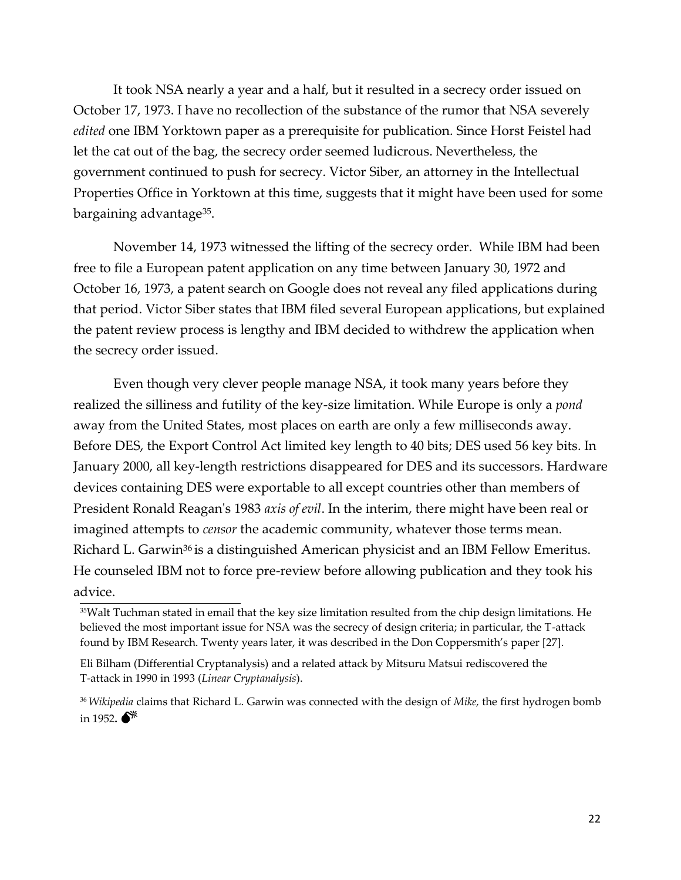It took NSA nearly a year and a half, but it resulted in a secrecy order issued on October 17, 1973. I have no recollection of the substance of the rumor that NSA severely *edited* one IBM Yorktown paper as a prerequisite for publication. Since Horst Feistel had let the cat out of the bag, the secrecy order seemed ludicrous. Nevertheless, the government continued to push for secrecy. Victor Siber, an attorney in the Intellectual Properties Office in Yorktown at this time, suggests that it might have been used for some bargaining advantage[35].

November 14, 1973 witnessed the lifting of the secrecy order. While IBM had been free to file a European patent application on any time between January 30, 1972 and October 16, 1973, a patent search on Google does not reveal any filed applications during that period. Victor Siber states that IBM filed several European applications, but explained the patent review process is lengthy and IBM decided to withdrew the application when the secrecy order issued.

Even though very clever people manage NSA, it took many years before they realized the silliness and futility of the key-size limitation. While Europe is only a *pond* away from the United States, most places on earth are only a few milliseconds away. Before DES, the Export Control Act limited key length to 40 bits; DES used 56 key bits. In January 2000, all key-length restrictions disappeared for DES and its successors. Hardware devices containing DES were exportable to all except countries other than members of President Ronald Reagan's 1983 *axis of evil*. In the interim, there might have been real or imagined attempts to *censor* the academic community, whatever those terms mean. Richard L. Garwin[36] is a distinguished American physicist and an IBM Fellow Emeritus. He counseled IBM not to force pre-review before allowing publication and they took his advice.

---

[35]Walt Tuchman stated in email that the key size limitation resulted from the chip design limitations. He believed the most important issue for NSA was the secrecy of design criteria; in particular, the T-attack found by IBM Research. Twenty years later, it was described in the Don Coppersmith's paper [27].

Eli Bilham (Differential Cryptanalysis) and a related attack by Mitsuru Matsui rediscovered the T-attack in 1990 in 1993 (*Linear Cryptanalysis*).

[36] *Wikipedia* claims that Richard L. Garwin was connected with the design of *Mike,* the first hydrogen bomb in 1952. 💣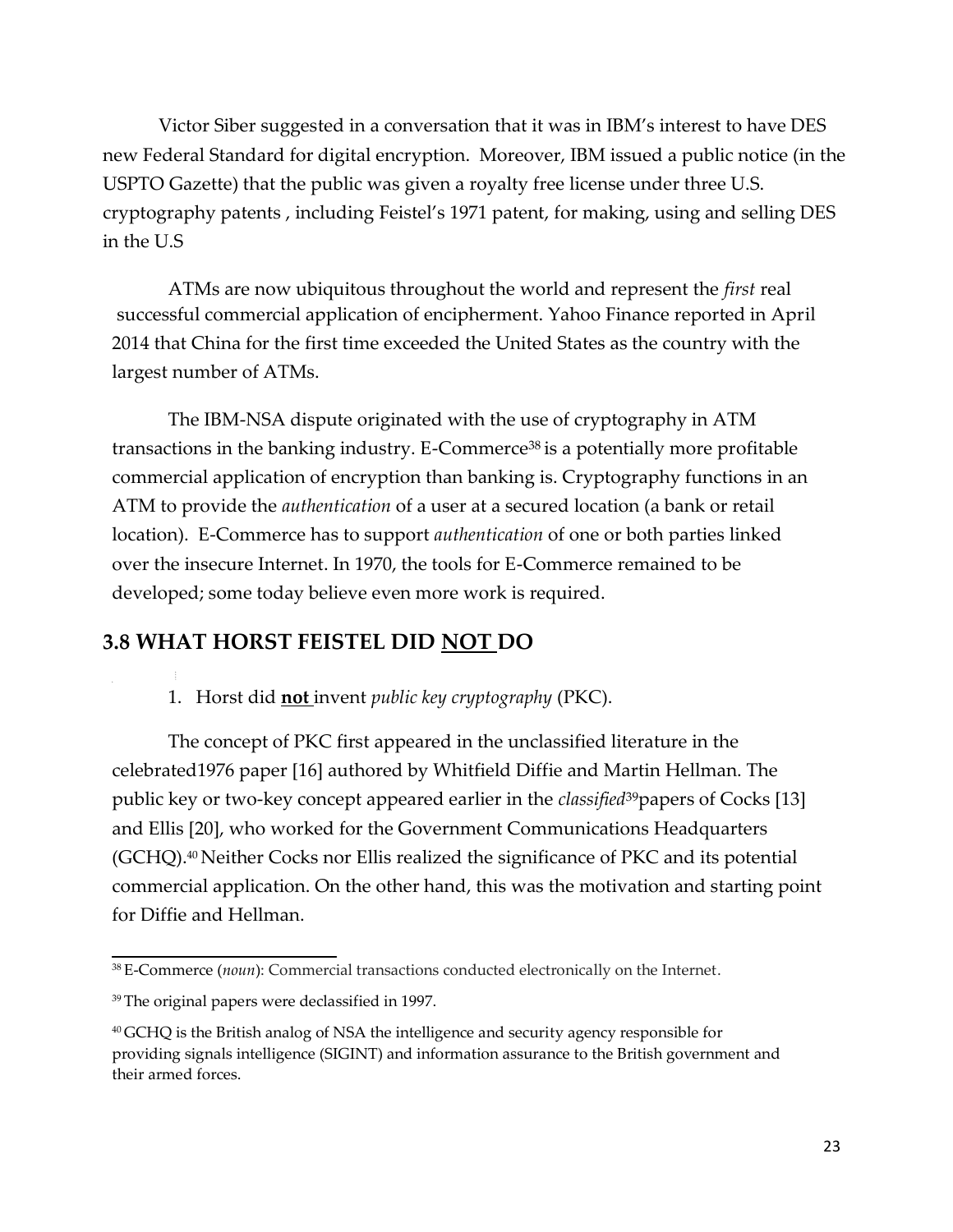Victor Siber suggested in a conversation that it was in IBM's interest to have DES new Federal Standard for digital encryption. Moreover, IBM issued a public notice (in the USPTO Gazette) that the public was given a royalty free license under three U.S. cryptography patents , including Feistel's 1971 patent, for making, using and selling DES in the U.S

ATMs are now ubiquitous throughout the world and represent the *first* real successful commercial application of encipherment. Yahoo Finance reported in April 2014 that China for the first time exceeded the United States as the country with the largest number of ATMs.

The IBM-NSA dispute originated with the use of cryptography in ATM transactions in the banking industry. E-Commerce[38] is a potentially more profitable commercial application of encryption than banking is. Cryptography functions in an ATM to provide the *authentication* of a user at a secured location (a bank or retail location). E-Commerce has to support *authentication* of one or both parties linked over the insecure Internet. In 1970, the tools for E-Commerce remained to be developed; some today believe even more work is required.

## 3.8 WHAT HORST FEISTEL DID NOT DO

1. Horst did **not** invent *public key cryptography* (PKC).

The concept of PKC first appeared in the unclassified literature in the celebrated1976 paper [16] authored by Whitfield Diffie and Martin Hellman. The public key or two-key concept appeared earlier in the *classified*[39]papers of Cocks [13] and Ellis [20], who worked for the Government Communications Headquarters (GCHQ).[40] Neither Cocks nor Ellis realized the significance of PKC and its potential commercial application. On the other hand, this was the motivation and starting point for Diffie and Hellman.

---

[38] E-Commerce (*noun*): Commercial transactions conducted electronically on the Internet.

[39] The original papers were declassified in 1997.

[40] GCHQ is the British analog of NSA the intelligence and security agency responsible for providing signals intelligence (SIGINT) and information assurance to the British government and their armed forces.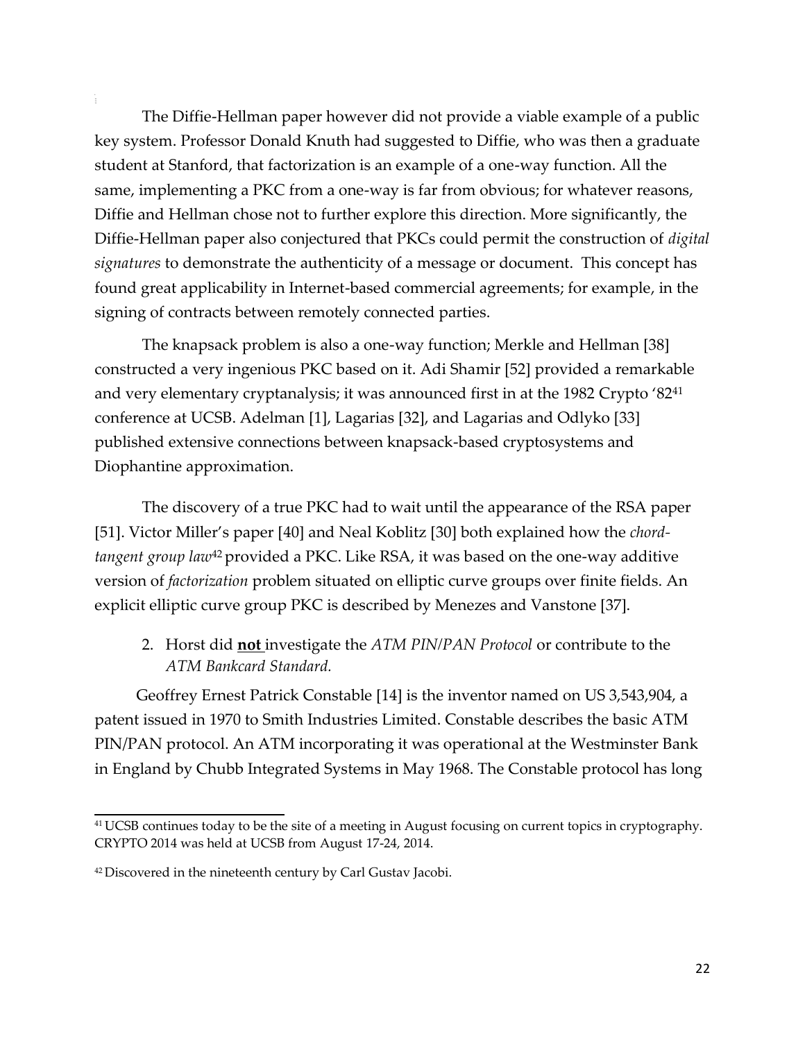The Diffie-Hellman paper however did not provide a viable example of a public key system. Professor Donald Knuth had suggested to Diffie, who was then a graduate student at Stanford, that factorization is an example of a one-way function. All the same, implementing a PKC from a one-way is far from obvious; for whatever reasons, Diffie and Hellman chose not to further explore this direction. More significantly, the Diffie-Hellman paper also conjectured that PKCs could permit the construction of *digital signatures* to demonstrate the authenticity of a message or document. This concept has found great applicability in Internet-based commercial agreements; for example, in the signing of contracts between remotely connected parties.

The knapsack problem is also a one-way function; Merkle and Hellman [38] constructed a very ingenious PKC based on it. Adi Shamir [52] provided a remarkable and very elementary cryptanalysis; it was announced first in at the 1982 Crypto '82[41] conference at UCSB. Adelman [1], Lagarias [32], and Lagarias and Odlyko [33] published extensive connections between knapsack-based cryptosystems and Diophantine approximation.

The discovery of a true PKC had to wait until the appearance of the RSA paper [51]. Victor Miller's paper [40] and Neal Koblitz [30] both explained how the *chord-tangent group law*[42] provided a PKC. Like RSA, it was based on the one-way additive version of *factorization* problem situated on elliptic curve groups over finite fields. An explicit elliptic curve group PKC is described by Menezes and Vanstone [37].

2. Horst did **not** investigate the *ATM PIN/PAN Protocol* or contribute to the *ATM Bankcard Standard.*

Geoffrey Ernest Patrick Constable [14] is the inventor named on US 3,543,904, a patent issued in 1970 to Smith Industries Limited. Constable describes the basic ATM PIN/PAN protocol. An ATM incorporating it was operational at the Westminster Bank in England by Chubb Integrated Systems in May 1968. The Constable protocol has long

---

[41] UCSB continues today to be the site of a meeting in August focusing on current topics in cryptography. CRYPTO 2014 was held at UCSB from August 17-24, 2014.

[42] Discovered in the nineteenth century by Carl Gustav Jacobi.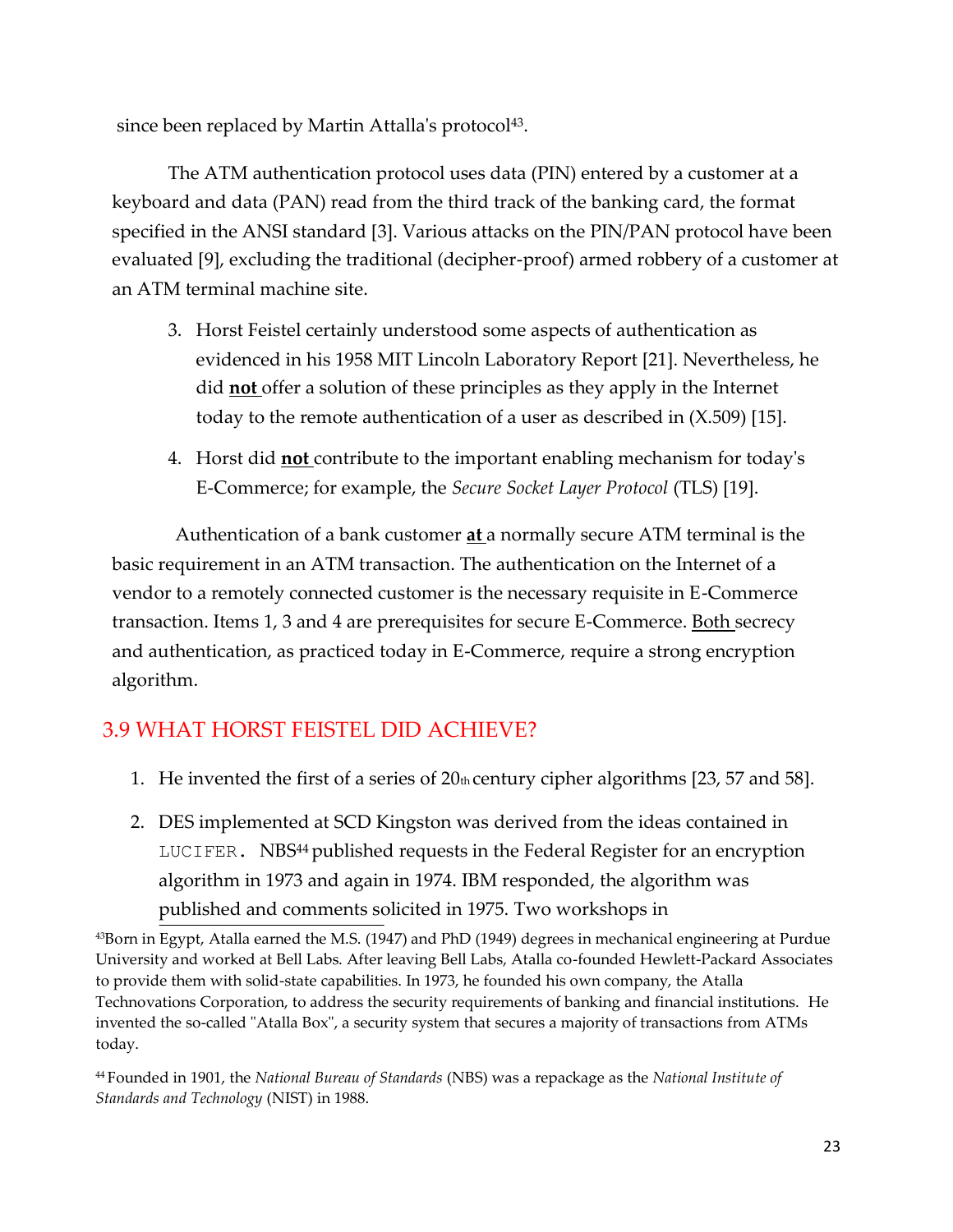since been replaced by Martin Attalla's protocol[43].

The ATM authentication protocol uses data (PIN) entered by a customer at a keyboard and data (PAN) read from the third track of the banking card, the format specified in the ANSI standard [3]. Various attacks on the PIN/PAN protocol have been evaluated [9], excluding the traditional (decipher-proof) armed robbery of a customer at an ATM terminal machine site.

3. Horst Feistel certainly understood some aspects of authentication as evidenced in his 1958 MIT Lincoln Laboratory Report [21]. Nevertheless, he did **not** offer a solution of these principles as they apply in the Internet today to the remote authentication of a user as described in (X.509) [15].
4. Horst did **not** contribute to the important enabling mechanism for today's E-Commerce; for example, the *Secure Socket Layer Protocol* (TLS) [19].

Authentication of a bank customer **at** a normally secure ATM terminal is the basic requirement in an ATM transaction. The authentication on the Internet of a vendor to a remotely connected customer is the necessary requisite in E-Commerce transaction. Items 1, 3 and 4 are prerequisites for secure E-Commerce. Both secrecy and authentication, as practiced today in E-Commerce, require a strong encryption algorithm.

## 3.9 WHAT HORST FEISTEL DID ACHIEVE?

1. He invented the first of a series of 20th century cipher algorithms [23, 57 and 58].
2. DES implemented at SCD Kingston was derived from the ideas contained in `LUCIFER.` NBS[44] published requests in the Federal Register for an encryption algorithm in 1973 and again in 1974. IBM responded, the algorithm was published and comments solicited in 1975. Two workshops in

[43]Born in Egypt, Atalla earned the M.S. (1947) and PhD (1949) degrees in mechanical engineering at Purdue University and worked at Bell Labs. After leaving Bell Labs, Atalla co-founded Hewlett-Packard Associates to provide them with solid-state capabilities. In 1973, he founded his own company, the Atalla Technovations Corporation, to address the security requirements of banking and financial institutions. He invented the so-called "Atalla Box", a security system that secures a majority of transactions from ATMs today.

[44] Founded in 1901, the *National Bureau of Standards* (NBS) was a repackage as the *National Institute of Standards and Technology* (NIST) in 1988.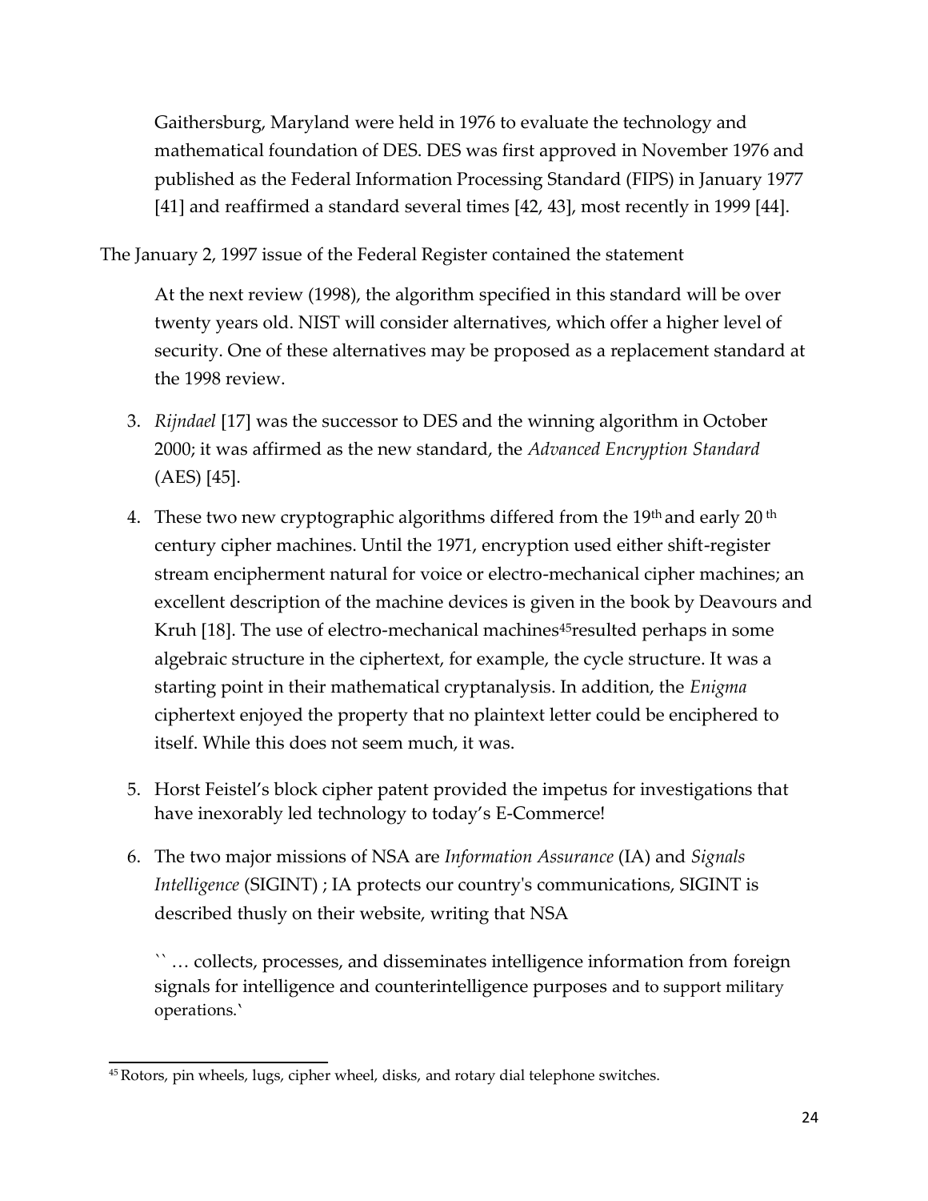Gaithersburg, Maryland were held in 1976 to evaluate the technology and mathematical foundation of DES. DES was first approved in November 1976 and published as the Federal Information Processing Standard (FIPS) in January 1977 [41] and reaffirmed a standard several times [42, 43], most recently in 1999 [44].

The January 2, 1997 issue of the Federal Register contained the statement

> At the next review (1998), the algorithm specified in this standard will be over twenty years old. NIST will consider alternatives, which offer a higher level of security. One of these alternatives may be proposed as a replacement standard at the 1998 review.

3. *Rijndael* [17] was the successor to DES and the winning algorithm in October 2000; it was affirmed as the new standard, the *Advanced Encryption Standard* (AES) [45].

4. These two new cryptographic algorithms differed from the 19th and early 20th century cipher machines. Until the 1971, encryption used either shift-register stream encipherment natural for voice or electro-mechanical cipher machines; an excellent description of the machine devices is given in the book by Deavours and Kruh [18]. The use of electro-mechanical machines[45]resulted perhaps in some algebraic structure in the ciphertext, for example, the cycle structure. It was a starting point in their mathematical cryptanalysis. In addition, the *Enigma* ciphertext enjoyed the property that no plaintext letter could be enciphered to itself. While this does not seem much, it was.

5. Horst Feistel's block cipher patent provided the impetus for investigations that have inexorably led technology to today's E-Commerce!

6. The two major missions of NSA are *Information Assurance* (IA) and *Signals Intelligence* (SIGINT) ; IA protects our country's communications, SIGINT is described thusly on their website, writing that NSA

   `` … collects, processes, and disseminates intelligence information from foreign signals for intelligence and counterintelligence purposes and to support military operations.`

[45] Rotors, pin wheels, lugs, cipher wheel, disks, and rotary dial telephone switches.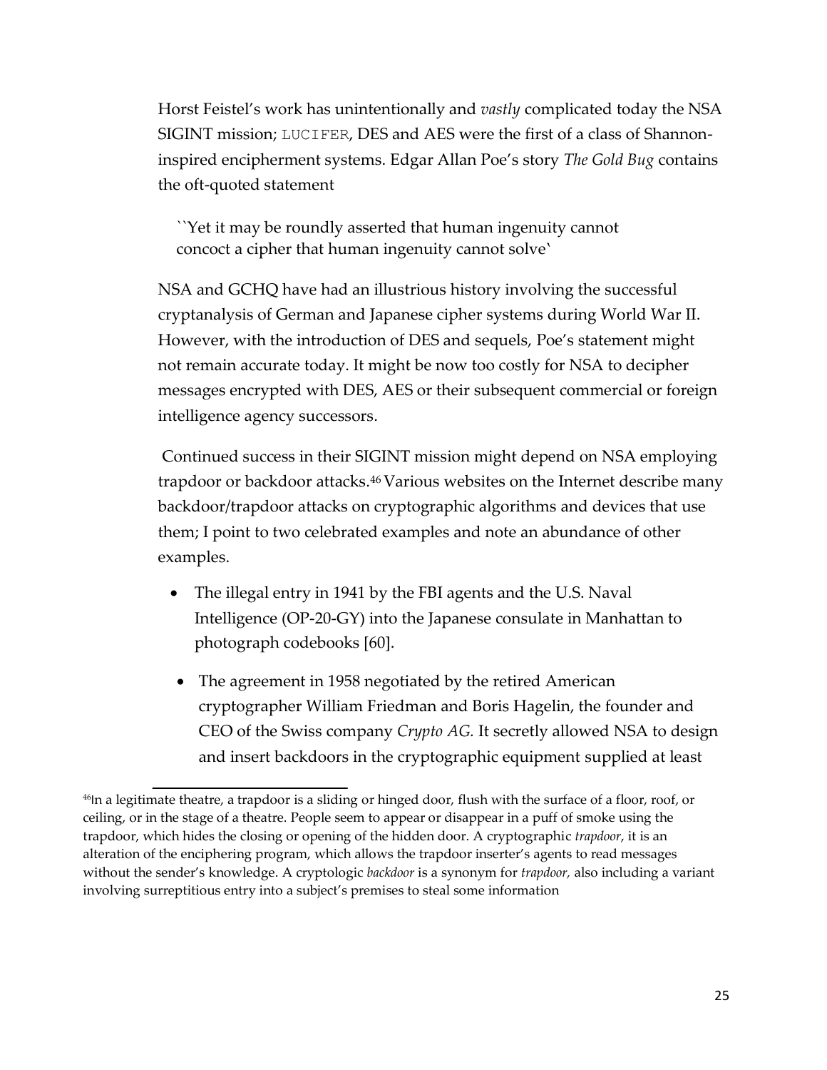Horst Feistel's work has unintentionally and *vastly* complicated today the NSA SIGINT mission; `LUCIFER`, DES and AES were the first of a class of Shannon-inspired encipherment systems. Edgar Allan Poe's story *The Gold Bug* contains the oft-quoted statement

> ``Yet it may be roundly asserted that human ingenuity cannot concoct a cipher that human ingenuity cannot solve`

NSA and GCHQ have had an illustrious history involving the successful cryptanalysis of German and Japanese cipher systems during World War II. However, with the introduction of DES and sequels, Poe's statement might not remain accurate today. It might be now too costly for NSA to decipher messages encrypted with DES, AES or their subsequent commercial or foreign intelligence agency successors.

Continued success in their SIGINT mission might depend on NSA employing trapdoor or backdoor attacks.[46] Various websites on the Internet describe many backdoor/trapdoor attacks on cryptographic algorithms and devices that use them; I point to two celebrated examples and note an abundance of other examples.

- The illegal entry in 1941 by the FBI agents and the U.S. Naval Intelligence (OP-20-GY) into the Japanese consulate in Manhattan to photograph codebooks [60].
- The agreement in 1958 negotiated by the retired American cryptographer William Friedman and Boris Hagelin, the founder and CEO of the Swiss company *Crypto AG.* It secretly allowed NSA to design and insert backdoors in the cryptographic equipment supplied at least

---

[46] In a legitimate theatre, a trapdoor is a sliding or hinged door, flush with the surface of a floor, roof, or ceiling, or in the stage of a theatre. People seem to appear or disappear in a puff of smoke using the trapdoor, which hides the closing or opening of the hidden door. A cryptographic *trapdoor*, it is an alteration of the enciphering program, which allows the trapdoor inserter's agents to read messages without the sender's knowledge. A cryptologic *backdoor* is a synonym for *trapdoor,* also including a variant involving surreptitious entry into a subject's premises to steal some information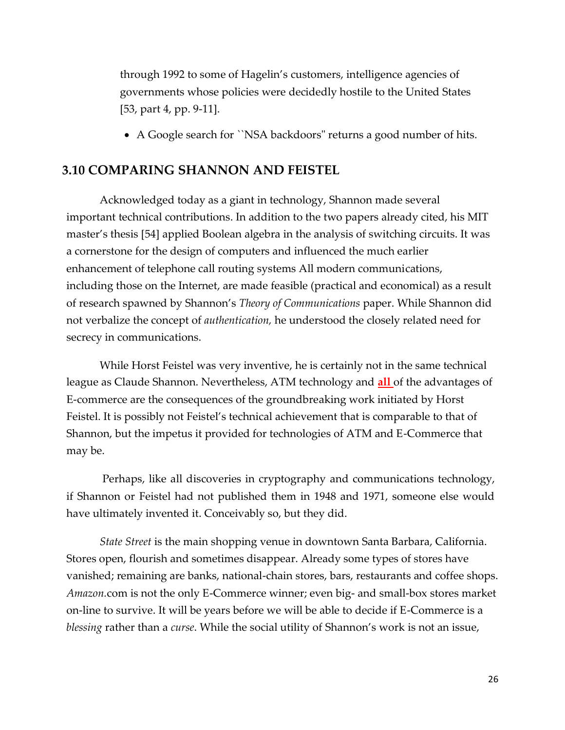through 1992 to some of Hagelin's customers, intelligence agencies of governments whose policies were decidedly hostile to the United States [53, part 4, pp. 9-11].

- A Google search for ``NSA backdoors'' returns a good number of hits.

## 3.10 COMPARING SHANNON AND FEISTEL

Acknowledged today as a giant in technology, Shannon made several important technical contributions. In addition to the two papers already cited, his MIT master's thesis [54] applied Boolean algebra in the analysis of switching circuits. It was a cornerstone for the design of computers and influenced the much earlier enhancement of telephone call routing systems All modern communications, including those on the Internet, are made feasible (practical and economical) as a result of research spawned by Shannon's *Theory of Communications* paper. While Shannon did not verbalize the concept of *authentication,* he understood the closely related need for secrecy in communications.

While Horst Feistel was very inventive, he is certainly not in the same technical league as Claude Shannon. Nevertheless, ATM technology and **all** of the advantages of E-commerce are the consequences of the groundbreaking work initiated by Horst Feistel. It is possibly not Feistel's technical achievement that is comparable to that of Shannon, but the impetus it provided for technologies of ATM and E-Commerce that may be.

Perhaps, like all discoveries in cryptography and communications technology, if Shannon or Feistel had not published them in 1948 and 1971, someone else would have ultimately invented it. Conceivably so, but they did.

*State Street* is the main shopping venue in downtown Santa Barbara, California. Stores open, flourish and sometimes disappear. Already some types of stores have vanished; remaining are banks, national-chain stores, bars, restaurants and coffee shops. *Amazon*.com is not the only E-Commerce winner; even big- and small-box stores market on-line to survive. It will be years before we will be able to decide if E-Commerce is a *blessing* rather than a *curse*. While the social utility of Shannon's work is not an issue,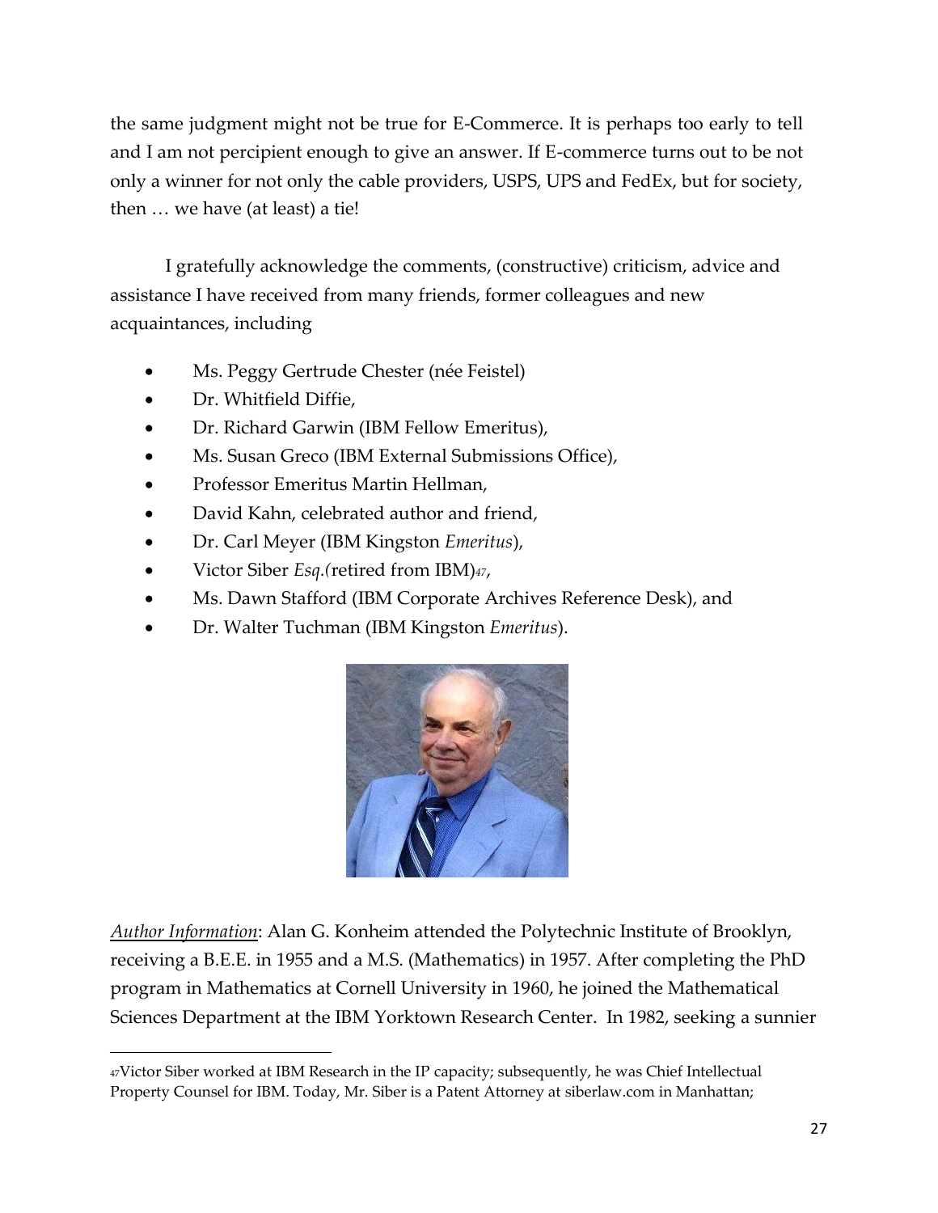the same judgment might not be true for E-Commerce. It is perhaps too early to tell and I am not percipient enough to give an answer. If E-commerce turns out to be not only a winner for not only the cable providers, USPS, UPS and FedEx, but for society, then … we have (at least) a tie!

I gratefully acknowledge the comments, (constructive) criticism, advice and assistance I have received from many friends, former colleagues and new acquaintances, including

- Ms. Peggy Gertrude Chester (née Feistel)
- Dr. Whitfield Diffie,
- Dr. Richard Garwin (IBM Fellow Emeritus),
- Ms. Susan Greco (IBM External Submissions Office),
- Professor Emeritus Martin Hellman,
- David Kahn, celebrated author and friend,
- Dr. Carl Meyer (IBM Kingston *Emeritus*),
- Victor Siber *Esq.(*retired from IBM)[47],
- Ms. Dawn Stafford (IBM Corporate Archives Reference Desk), and
- Dr. Walter Tuchman (IBM Kingston *Emeritus*).

*Author Information*: Alan G. Konheim attended the Polytechnic Institute of Brooklyn, receiving a B.E.E. in 1955 and a M.S. (Mathematics) in 1957. After completing the PhD program in Mathematics at Cornell University in 1960, he joined the Mathematical Sciences Department at the IBM Yorktown Research Center. In 1982, seeking a sunnier

---

[47] Victor Siber worked at IBM Research in the IP capacity; subsequently, he was Chief Intellectual Property Counsel for IBM. Today, Mr. Siber is a Patent Attorney at siberlaw.com in Manhattan;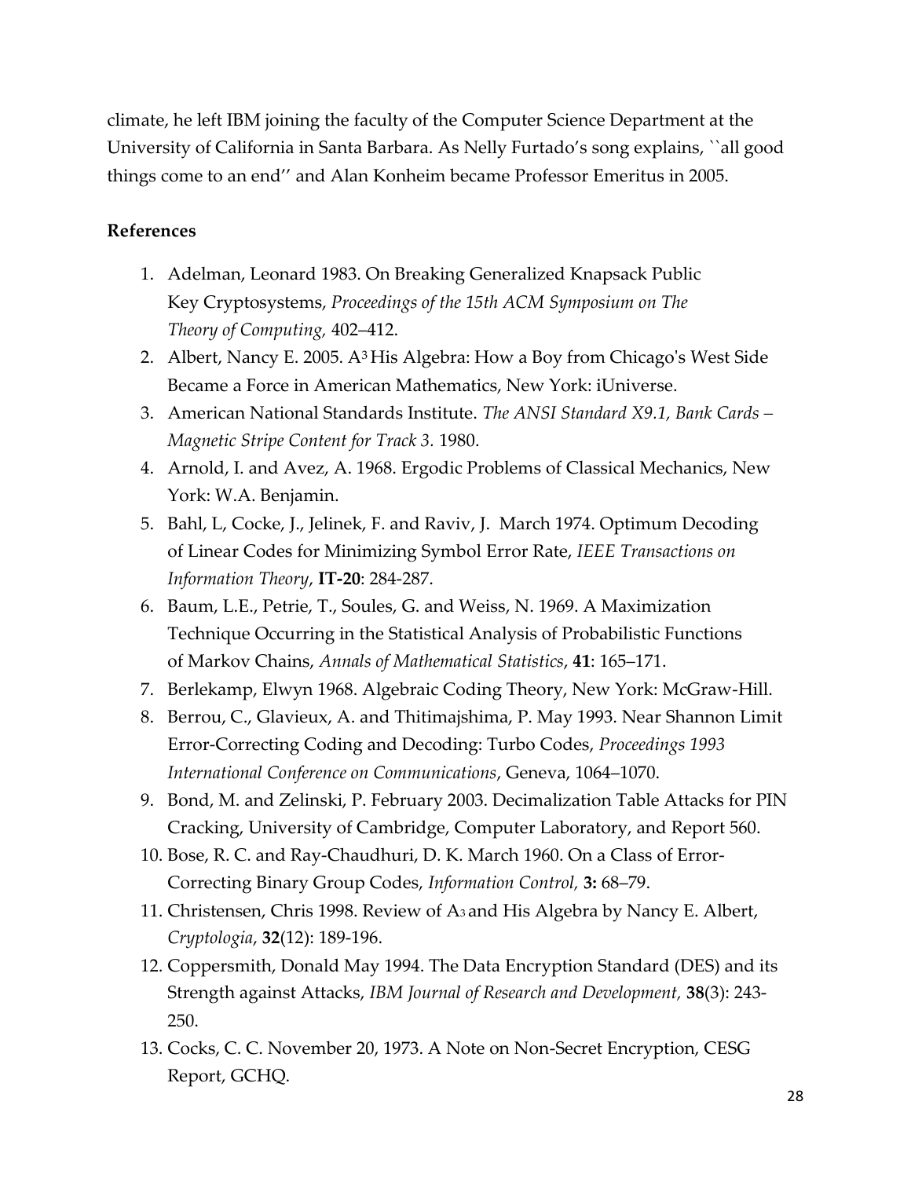climate, he left IBM joining the faculty of the Computer Science Department at the University of California in Santa Barbara. As Nelly Furtado's song explains, ``all good things come to an end'' and Alan Konheim became Professor Emeritus in 2005.

**References**

1. Adelman, Leonard 1983. On Breaking Generalized Knapsack Public Key Cryptosystems, *Proceedings of the 15th ACM Symposium on The Theory of Computing,* 402–412.
2. Albert, Nancy E. 2005. $A^3$ His Algebra: How a Boy from Chicago's West Side Became a Force in American Mathematics, New York: iUniverse.
3. American National Standards Institute. *The ANSI Standard X9.1, Bank Cards – Magnetic Stripe Content for Track 3.* 1980.
4. Arnold, I. and Avez, A. 1968. Ergodic Problems of Classical Mechanics, New York: W.A. Benjamin.
5. Bahl, L, Cocke, J., Jelinek, F. and Raviv, J. March 1974. Optimum Decoding of Linear Codes for Minimizing Symbol Error Rate, *IEEE Transactions on Information Theory*, **IT-20**: 284-287.
6. Baum, L.E., Petrie, T., Soules, G. and Weiss, N. 1969. A Maximization Technique Occurring in the Statistical Analysis of Probabilistic Functions of Markov Chains, *Annals of Mathematical Statistics*, **41**: 165–171.
7. Berlekamp, Elwyn 1968. Algebraic Coding Theory, New York: McGraw-Hill.
8. Berrou, C., Glavieux, A. and Thitimajshima, P. May 1993. Near Shannon Limit Error-Correcting Coding and Decoding: Turbo Codes, *Proceedings 1993 International Conference on Communications*, Geneva, 1064–1070.
9. Bond, M. and Zelinski, P. February 2003. Decimalization Table Attacks for PIN Cracking, University of Cambridge, Computer Laboratory, and Report 560.
10. Bose, R. C. and Ray-Chaudhuri, D. K. March 1960. On a Class of Error-Correcting Binary Group Codes, *Information Control,* **3:** 68–79.
11. Christensen, Chris 1998. Review of $A_3$ and His Algebra by Nancy E. Albert, *Cryptologia*, **32**(12): 189-196.
12. Coppersmith, Donald May 1994. The Data Encryption Standard (DES) and its Strength against Attacks, *IBM Journal of Research and Development,* **38**(3): 243-250.
13. Cocks, C. C. November 20, 1973. A Note on Non-Secret Encryption, CESG Report, GCHQ.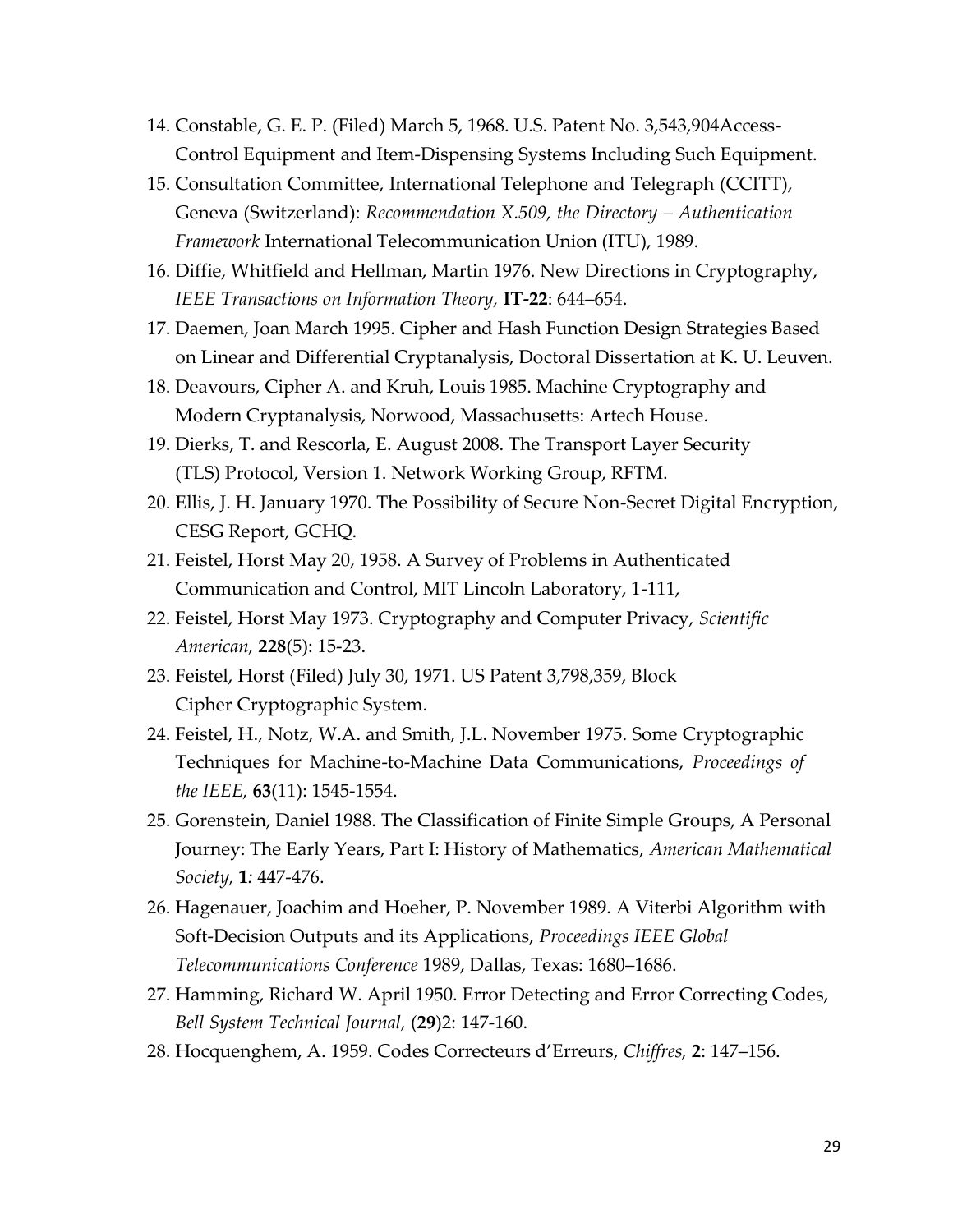14. Constable, G. E. P. (Filed) March 5, 1968. U.S. Patent No. 3,543,904Access-Control Equipment and Item-Dispensing Systems Including Such Equipment.
15. Consultation Committee, International Telephone and Telegraph (CCITT), Geneva (Switzerland): *Recommendation X.509, the Directory – Authentication Framework* International Telecommunication Union (ITU), 1989.
16. Diffie, Whitfield and Hellman, Martin 1976. New Directions in Cryptography, *IEEE Transactions on Information Theory,* **IT-22**: 644–654.
17. Daemen, Joan March 1995. Cipher and Hash Function Design Strategies Based on Linear and Differential Cryptanalysis, Doctoral Dissertation at K. U. Leuven.
18. Deavours, Cipher A. and Kruh, Louis 1985. Machine Cryptography and Modern Cryptanalysis, Norwood, Massachusetts: Artech House.
19. Dierks, T. and Rescorla, E. August 2008. The Transport Layer Security (TLS) Protocol, Version 1. Network Working Group, RFTM.
20. Ellis, J. H. January 1970. The Possibility of Secure Non-Secret Digital Encryption, CESG Report, GCHQ.
21. Feistel, Horst May 20, 1958. A Survey of Problems in Authenticated Communication and Control, MIT Lincoln Laboratory, 1-111,
22. Feistel, Horst May 1973. Cryptography and Computer Privacy, *Scientific American,* **228**(5): 15-23.
23. Feistel, Horst (Filed) July 30, 1971. US Patent 3,798,359, Block Cipher Cryptographic System.
24. Feistel, H., Notz, W.A. and Smith, J.L. November 1975. Some Cryptographic Techniques for Machine-to-Machine Data Communications, *Proceedings of the IEEE,* **63**(11): 1545-1554.
25. Gorenstein, Daniel 1988. The Classification of Finite Simple Groups, A Personal Journey: The Early Years, Part I: History of Mathematics, *American Mathematical Society,* **1**: 447-476.
26. Hagenauer, Joachim and Hoeher, P. November 1989. A Viterbi Algorithm with Soft-Decision Outputs and its Applications, *Proceedings IEEE Global Telecommunications Conference* 1989, Dallas, Texas: 1680–1686.
27. Hamming, Richard W. April 1950. Error Detecting and Error Correcting Codes, *Bell System Technical Journal,* (**29**)2: 147-160.
28. Hocquenghem, A. 1959. Codes Correcteurs d'Erreurs, *Chiffres,* **2**: 147–156.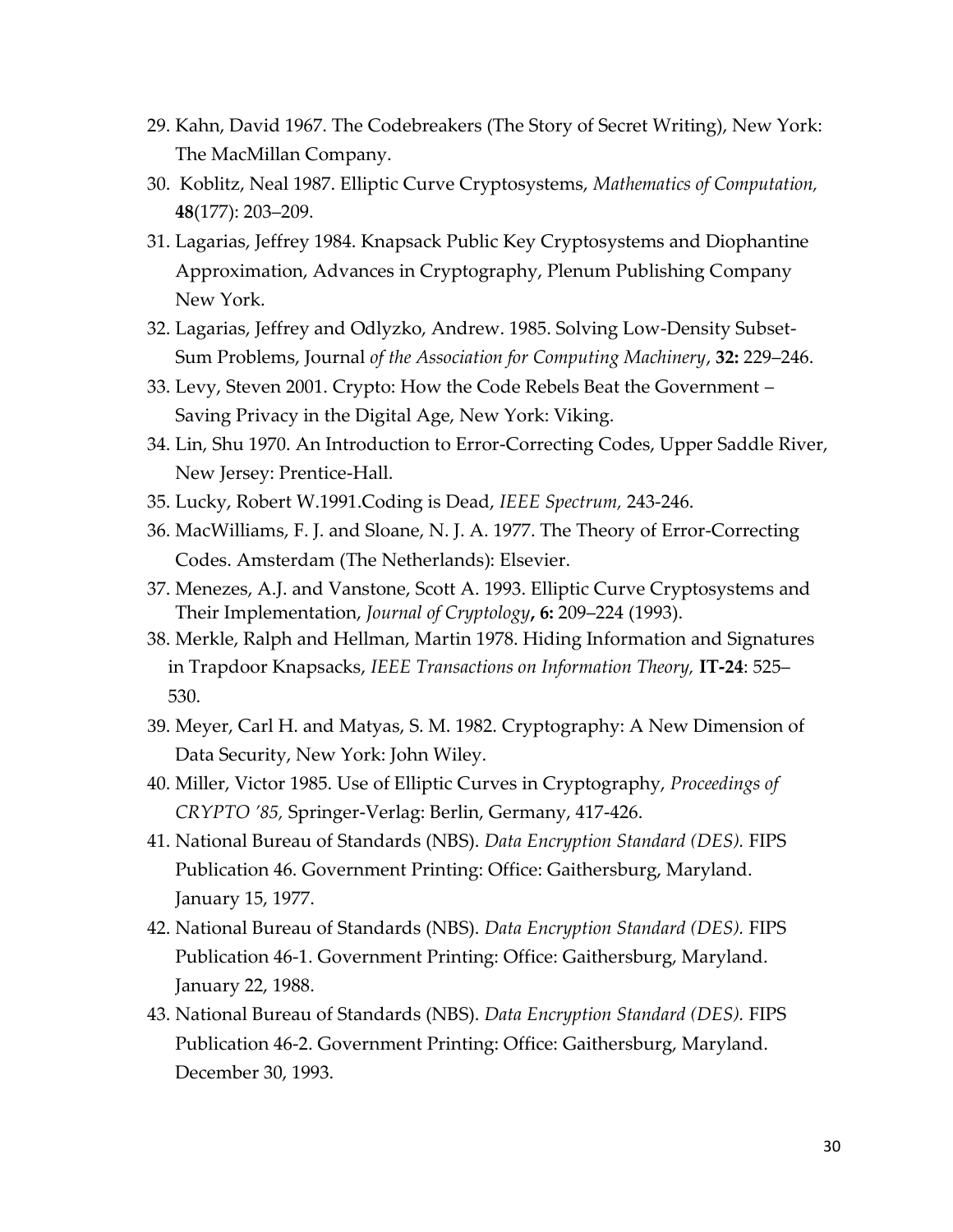29. Kahn, David 1967. The Codebreakers (The Story of Secret Writing), New York: The MacMillan Company.
30. Koblitz, Neal 1987. Elliptic Curve Cryptosystems, *Mathematics of Computation*, **48**(177): 203–209.
31. Lagarias, Jeffrey 1984. Knapsack Public Key Cryptosystems and Diophantine Approximation, Advances in Cryptography, Plenum Publishing Company New York.
32. Lagarias, Jeffrey and Odlyzko, Andrew. 1985. Solving Low-Density Subset-Sum Problems, Journal *of the Association for Computing Machinery*, **32:** 229–246.
33. Levy, Steven 2001. Crypto: How the Code Rebels Beat the Government – Saving Privacy in the Digital Age, New York: Viking.
34. Lin, Shu 1970. An Introduction to Error-Correcting Codes, Upper Saddle River, New Jersey: Prentice-Hall.
35. Lucky, Robert W.1991.Coding is Dead, *IEEE Spectrum,* 243-246.
36. MacWilliams, F. J. and Sloane, N. J. A. 1977. The Theory of Error-Correcting Codes. Amsterdam (The Netherlands): Elsevier.
37. Menezes, A.J. and Vanstone, Scott A. 1993. Elliptic Curve Cryptosystems and Their Implementation, *Journal of Cryptology***, 6:** 209–224 (1993).
38. Merkle, Ralph and Hellman, Martin 1978. Hiding Information and Signatures in Trapdoor Knapsacks, *IEEE Transactions on Information Theory,* **IT-24**: 525–530.
39. Meyer, Carl H. and Matyas, S. M. 1982. Cryptography: A New Dimension of Data Security, New York: John Wiley.
40. Miller, Victor 1985. Use of Elliptic Curves in Cryptography, *Proceedings of CRYPTO '85,* Springer-Verlag: Berlin, Germany, 417-426.
41. National Bureau of Standards (NBS). *Data Encryption Standard (DES).* FIPS Publication 46. Government Printing: Office: Gaithersburg, Maryland. January 15, 1977.
42. National Bureau of Standards (NBS). *Data Encryption Standard (DES).* FIPS Publication 46-1. Government Printing: Office: Gaithersburg, Maryland. January 22, 1988.
43. National Bureau of Standards (NBS). *Data Encryption Standard (DES).* FIPS Publication 46-2. Government Printing: Office: Gaithersburg, Maryland. December 30, 1993.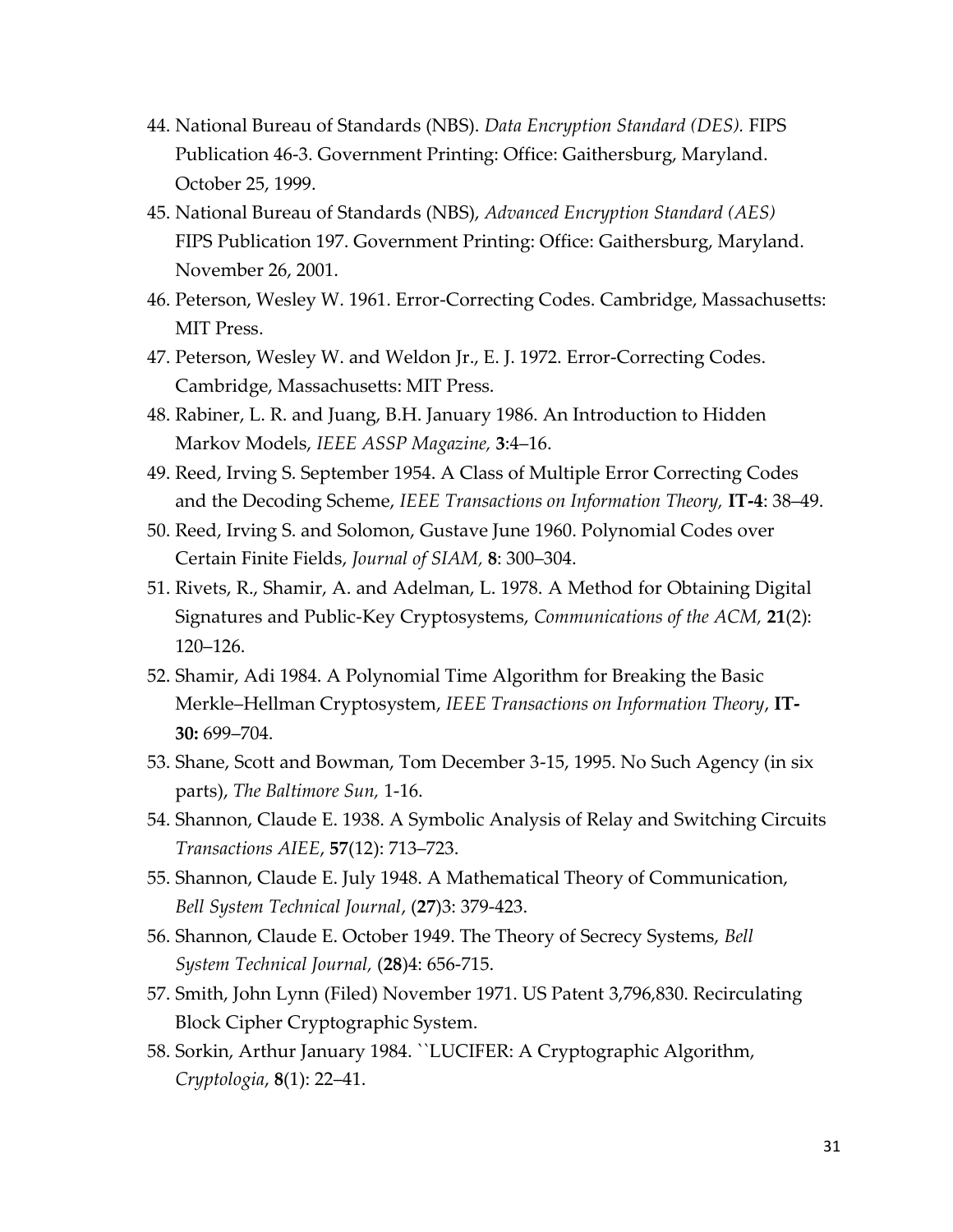44. National Bureau of Standards (NBS). *Data Encryption Standard (DES).* FIPS Publication 46-3. Government Printing: Office: Gaithersburg, Maryland. October 25, 1999.
45. National Bureau of Standards (NBS), *Advanced Encryption Standard (AES)* FIPS Publication 197. Government Printing: Office: Gaithersburg, Maryland. November 26, 2001.
46. Peterson, Wesley W. 1961. Error-Correcting Codes. Cambridge, Massachusetts: MIT Press.
47. Peterson, Wesley W. and Weldon Jr., E. J. 1972. Error-Correcting Codes. Cambridge, Massachusetts: MIT Press.
48. Rabiner, L. R. and Juang, B.H. January 1986. An Introduction to Hidden Markov Models, *IEEE ASSP Magazine,* **3**:4–16.
49. Reed, Irving S. September 1954. A Class of Multiple Error Correcting Codes and the Decoding Scheme, *IEEE Transactions on Information Theory,* **IT-4**: 38–49.
50. Reed, Irving S. and Solomon, Gustave June 1960. Polynomial Codes over Certain Finite Fields, *Journal of SIAM,* **8**: 300–304.
51. Rivets, R., Shamir, A. and Adelman, L. 1978. A Method for Obtaining Digital Signatures and Public-Key Cryptosystems, *Communications of the ACM,* **21**(2): 120–126.
52. Shamir, Adi 1984. A Polynomial Time Algorithm for Breaking the Basic Merkle–Hellman Cryptosystem, *IEEE Transactions on Information Theory*, **IT-30:** 699–704.
53. Shane, Scott and Bowman, Tom December 3-15, 1995. No Such Agency (in six parts), *The Baltimore Sun,* 1-16.
54. Shannon, Claude E. 1938. A Symbolic Analysis of Relay and Switching Circuits *Transactions AIEE*, **57**(12): 713–723.
55. Shannon, Claude E. July 1948. A Mathematical Theory of Communication, *Bell System Technical Journal*, (**27**)3: 379-423.
56. Shannon, Claude E. October 1949. The Theory of Secrecy Systems, *Bell System Technical Journal,* (**28**)4: 656-715.
57. Smith, John Lynn (Filed) November 1971. US Patent 3,796,830. Recirculating Block Cipher Cryptographic System.
58. Sorkin, Arthur January 1984. ``LUCIFER: A Cryptographic Algorithm, *Cryptologia*, **8**(1): 22–41.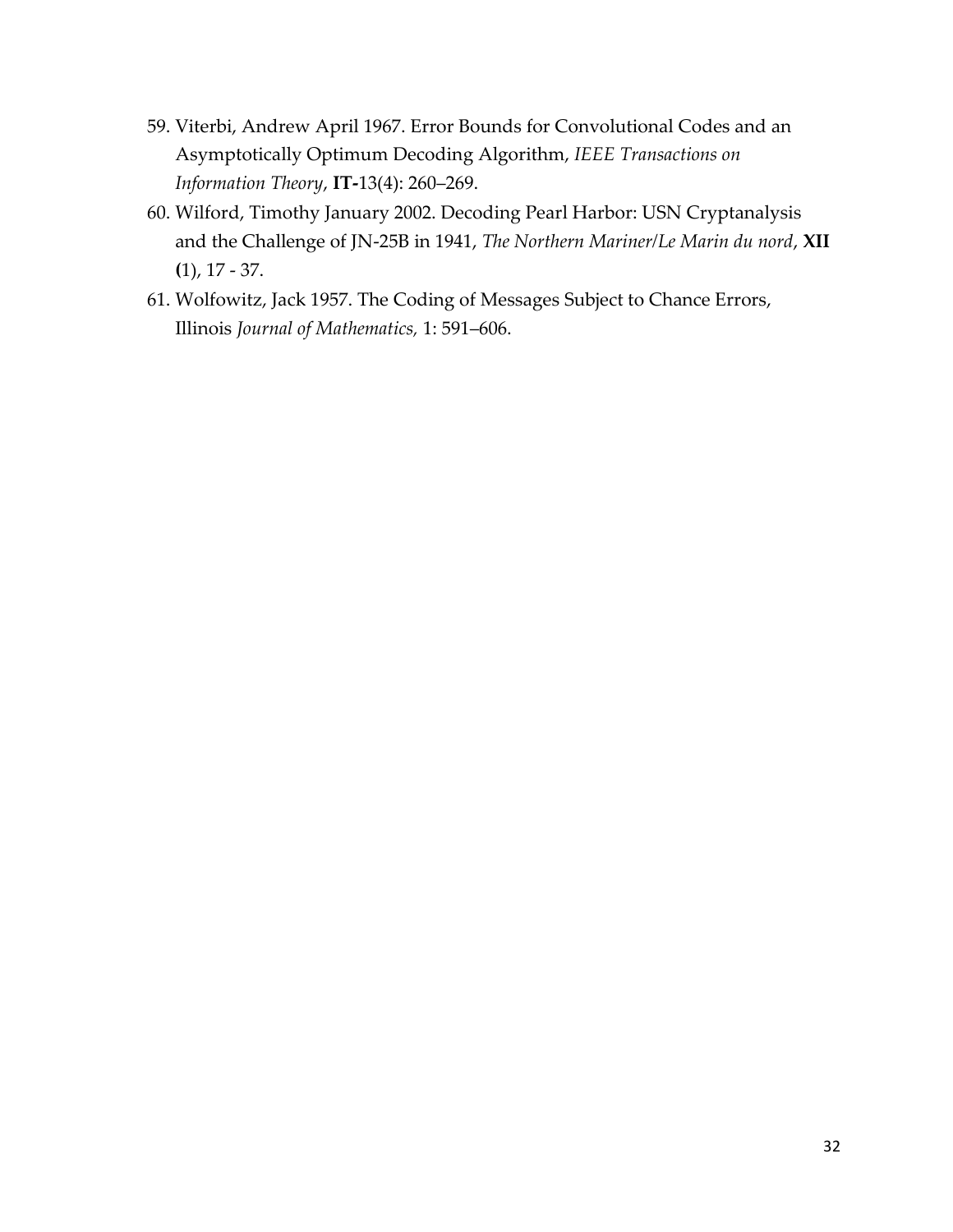59. Viterbi, Andrew April 1967. Error Bounds for Convolutional Codes and an Asymptotically Optimum Decoding Algorithm, *IEEE Transactions on Information Theory*, **IT-**13(4): 260–269.
60. Wilford, Timothy January 2002. Decoding Pearl Harbor: USN Cryptanalysis and the Challenge of JN-25B in 1941, *The Northern Mariner/Le Marin du nord*, **XII (**1), 17 - 37.
61. Wolfowitz, Jack 1957. The Coding of Messages Subject to Chance Errors, Illinois *Journal of Mathematics*, 1: 591–606.